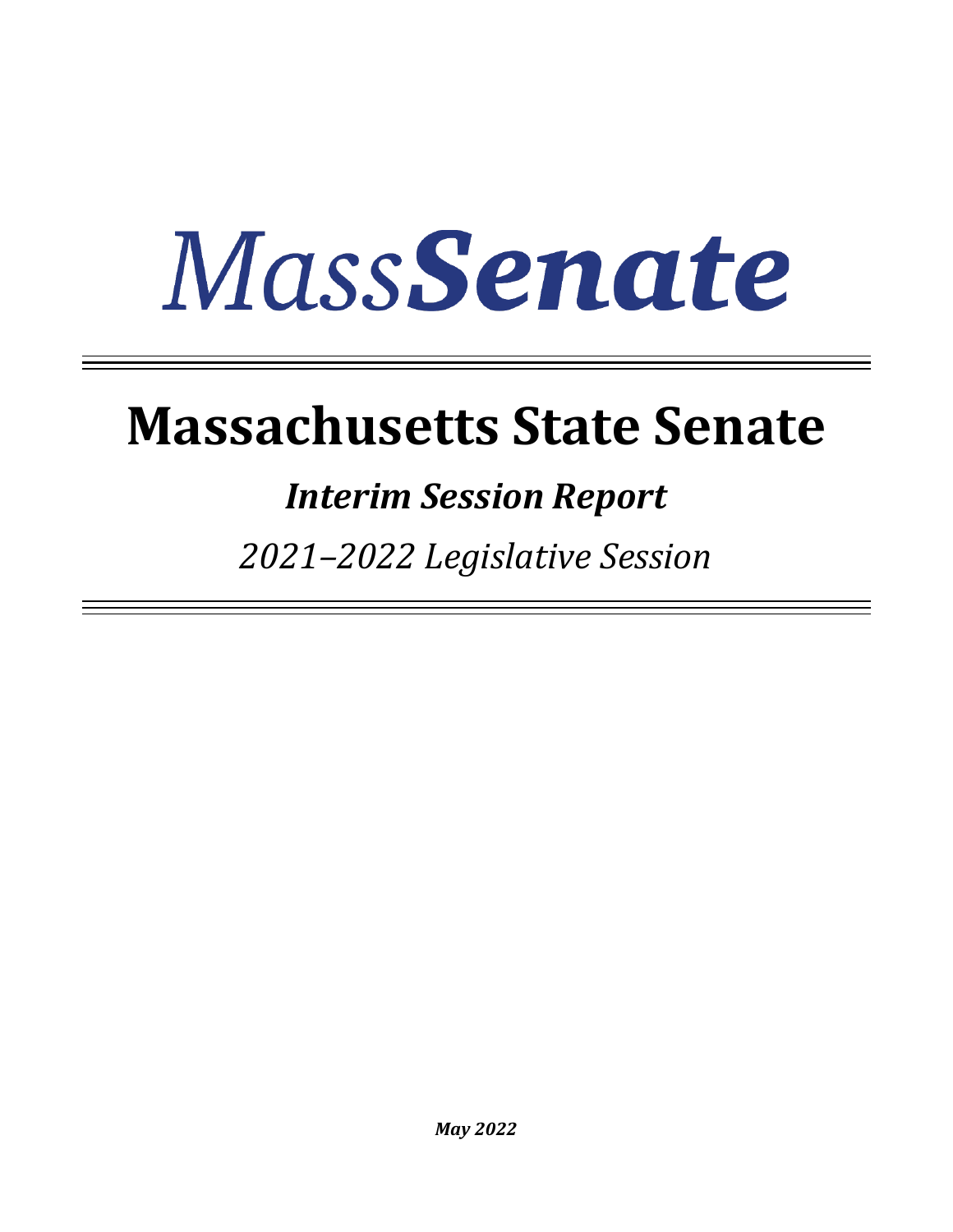MassSenate

# Massachusetts State Senate

## *Interim Session Report*

*2021–2022 Legislative Session*

***May 2022***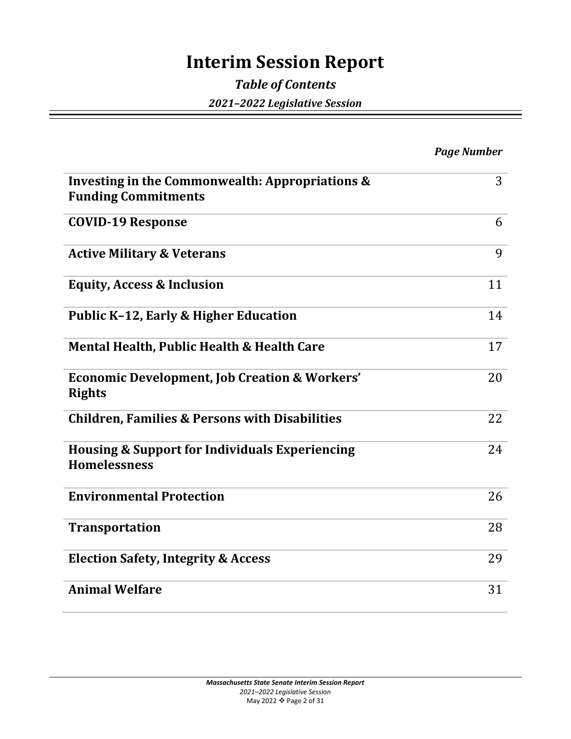# Interim Session Report

## *Table of Contents*

### *2021–2022 Legislative Session*

| | *Page Number* |
|---|---|
| **Investing in the Commonwealth: Appropriations & Funding Commitments** | 3 |
| **COVID-19 Response** | 6 |
| **Active Military & Veterans** | 9 |
| **Equity, Access & Inclusion** | 11 |
| **Public K–12, Early & Higher Education** | 14 |
| **Mental Health, Public Health & Health Care** | 17 |
| **Economic Development, Job Creation & Workers' Rights** | 20 |
| **Children, Families & Persons with Disabilities** | 22 |
| **Housing & Support for Individuals Experiencing Homelessness** | 24 |
| **Environmental Protection** | 26 |
| **Transportation** | 28 |
| **Election Safety, Integrity & Access** | 29 |
| **Animal Welfare** | 31 |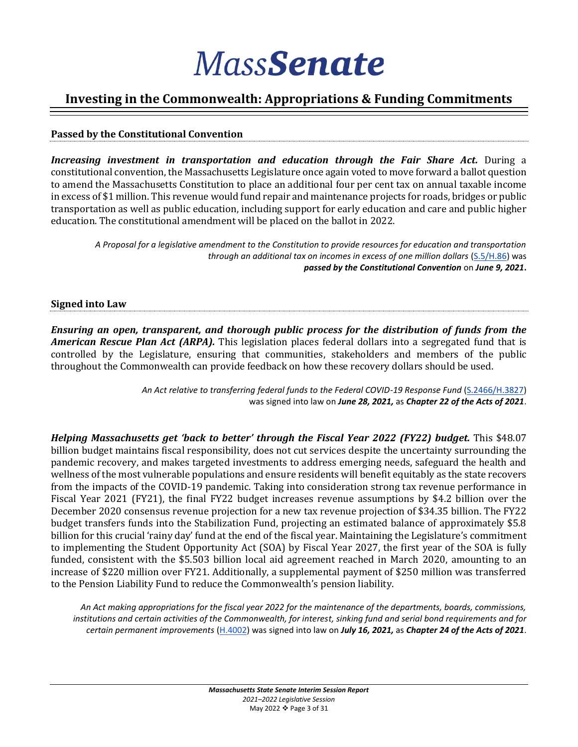# MassSenate

## Investing in the Commonwealth: Appropriations & Funding Commitments

### Passed by the Constitutional Convention

***Increasing investment in transportation and education through the Fair Share Act.*** During a constitutional convention, the Massachusetts Legislature once again voted to move forward a ballot question to amend the Massachusetts Constitution to place an additional four per cent tax on annual taxable income in excess of $1 million. This revenue would fund repair and maintenance projects for roads, bridges or public transportation as well as public education, including support for early education and care and public higher education. The constitutional amendment will be placed on the ballot in 2022.

> *A Proposal for a legislative amendment to the Constitution to provide resources for education and transportation through an additional tax on incomes in excess of one million dollars* (S.5/H.86) was ***passed by the Constitutional Convention*** on ***June 9, 2021*.**

### Signed into Law

***Ensuring an open, transparent, and thorough public process for the distribution of funds from the American Rescue Plan Act (ARPA).*** This legislation places federal dollars into a segregated fund that is controlled by the Legislature, ensuring that communities, stakeholders and members of the public throughout the Commonwealth can provide feedback on how these recovery dollars should be used.

> *An Act relative to transferring federal funds to the Federal COVID-19 Response Fund* (S.2466/H.3827) was signed into law on ***June 28, 2021,*** as ***Chapter 22 of the Acts of 2021***.

***Helping Massachusetts get 'back to better' through the Fiscal Year 2022 (FY22) budget.*** This $48.07 billion budget maintains fiscal responsibility, does not cut services despite the uncertainty surrounding the pandemic recovery, and makes targeted investments to address emerging needs, safeguard the health and wellness of the most vulnerable populations and ensure residents will benefit equitably as the state recovers from the impacts of the COVID-19 pandemic. Taking into consideration strong tax revenue performance in Fiscal Year 2021 (FY21), the final FY22 budget increases revenue assumptions by $4.2 billion over the December 2020 consensus revenue projection for a new tax revenue projection of $34.35 billion. The FY22 budget transfers funds into the Stabilization Fund, projecting an estimated balance of approximately $5.8 billion for this crucial 'rainy day' fund at the end of the fiscal year. Maintaining the Legislature's commitment to implementing the Student Opportunity Act (SOA) by Fiscal Year 2027, the first year of the SOA is fully funded, consistent with the $5.503 billion local aid agreement reached in March 2020, amounting to an increase of $220 million over FY21. Additionally, a supplemental payment of $250 million was transferred to the Pension Liability Fund to reduce the Commonwealth's pension liability.

> *An Act making appropriations for the fiscal year 2022 for the maintenance of the departments, boards, commissions, institutions and certain activities of the Commonwealth, for interest, sinking fund and serial bond requirements and for certain permanent improvements* (H.4002) was signed into law on ***July 16, 2021,*** as ***Chapter 24 of the Acts of 2021***.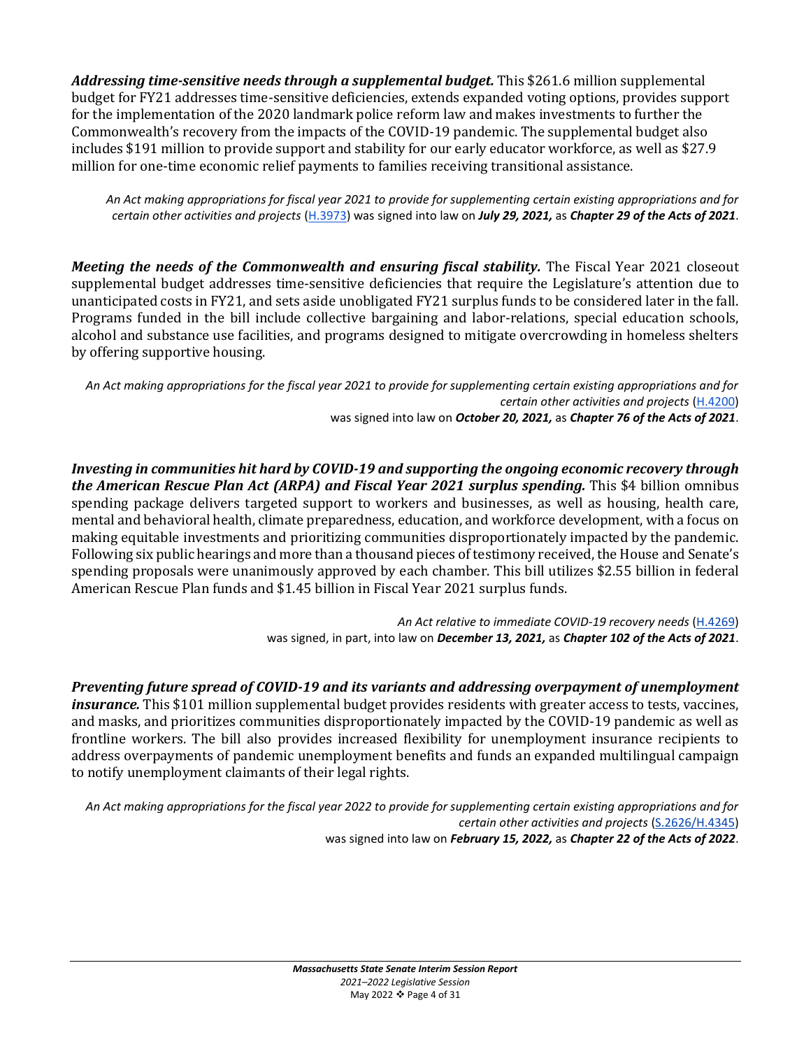***Addressing time-sensitive needs through a supplemental budget.*** This $261.6 million supplemental budget for FY21 addresses time-sensitive deficiencies, extends expanded voting options, provides support for the implementation of the 2020 landmark police reform law and makes investments to further the Commonwealth's recovery from the impacts of the COVID-19 pandemic. The supplemental budget also includes $191 million to provide support and stability for our early educator workforce, as well as $27.9 million for one-time economic relief payments to families receiving transitional assistance.

*An Act making appropriations for fiscal year 2021 to provide for supplementing certain existing appropriations and for certain other activities and projects* (H.3973) was signed into law on ***July 29, 2021,*** as ***Chapter 29 of the Acts of 2021***.

***Meeting the needs of the Commonwealth and ensuring fiscal stability.*** The Fiscal Year 2021 closeout supplemental budget addresses time-sensitive deficiencies that require the Legislature's attention due to unanticipated costs in FY21, and sets aside unobligated FY21 surplus funds to be considered later in the fall. Programs funded in the bill include collective bargaining and labor-relations, special education schools, alcohol and substance use facilities, and programs designed to mitigate overcrowding in homeless shelters by offering supportive housing.

*An Act making appropriations for the fiscal year 2021 to provide for supplementing certain existing appropriations and for certain other activities and projects* (H.4200) was signed into law on ***October 20, 2021,*** as ***Chapter 76 of the Acts of 2021***.

***Investing in communities hit hard by COVID-19 and supporting the ongoing economic recovery through the American Rescue Plan Act (ARPA) and Fiscal Year 2021 surplus spending.*** This $4 billion omnibus spending package delivers targeted support to workers and businesses, as well as housing, health care, mental and behavioral health, climate preparedness, education, and workforce development, with a focus on making equitable investments and prioritizing communities disproportionately impacted by the pandemic. Following six public hearings and more than a thousand pieces of testimony received, the House and Senate's spending proposals were unanimously approved by each chamber. This bill utilizes $2.55 billion in federal American Rescue Plan funds and $1.45 billion in Fiscal Year 2021 surplus funds.

*An Act relative to immediate COVID-19 recovery needs* (H.4269) was signed, in part, into law on ***December 13, 2021,*** as ***Chapter 102 of the Acts of 2021***.

***Preventing future spread of COVID-19 and its variants and addressing overpayment of unemployment insurance.*** This $101 million supplemental budget provides residents with greater access to tests, vaccines, and masks, and prioritizes communities disproportionately impacted by the COVID-19 pandemic as well as frontline workers. The bill also provides increased flexibility for unemployment insurance recipients to address overpayments of pandemic unemployment benefits and funds an expanded multilingual campaign to notify unemployment claimants of their legal rights.

*An Act making appropriations for the fiscal year 2022 to provide for supplementing certain existing appropriations and for certain other activities and projects* (S.2626/H.4345) was signed into law on ***February 15, 2022,*** as ***Chapter 22 of the Acts of 2022***.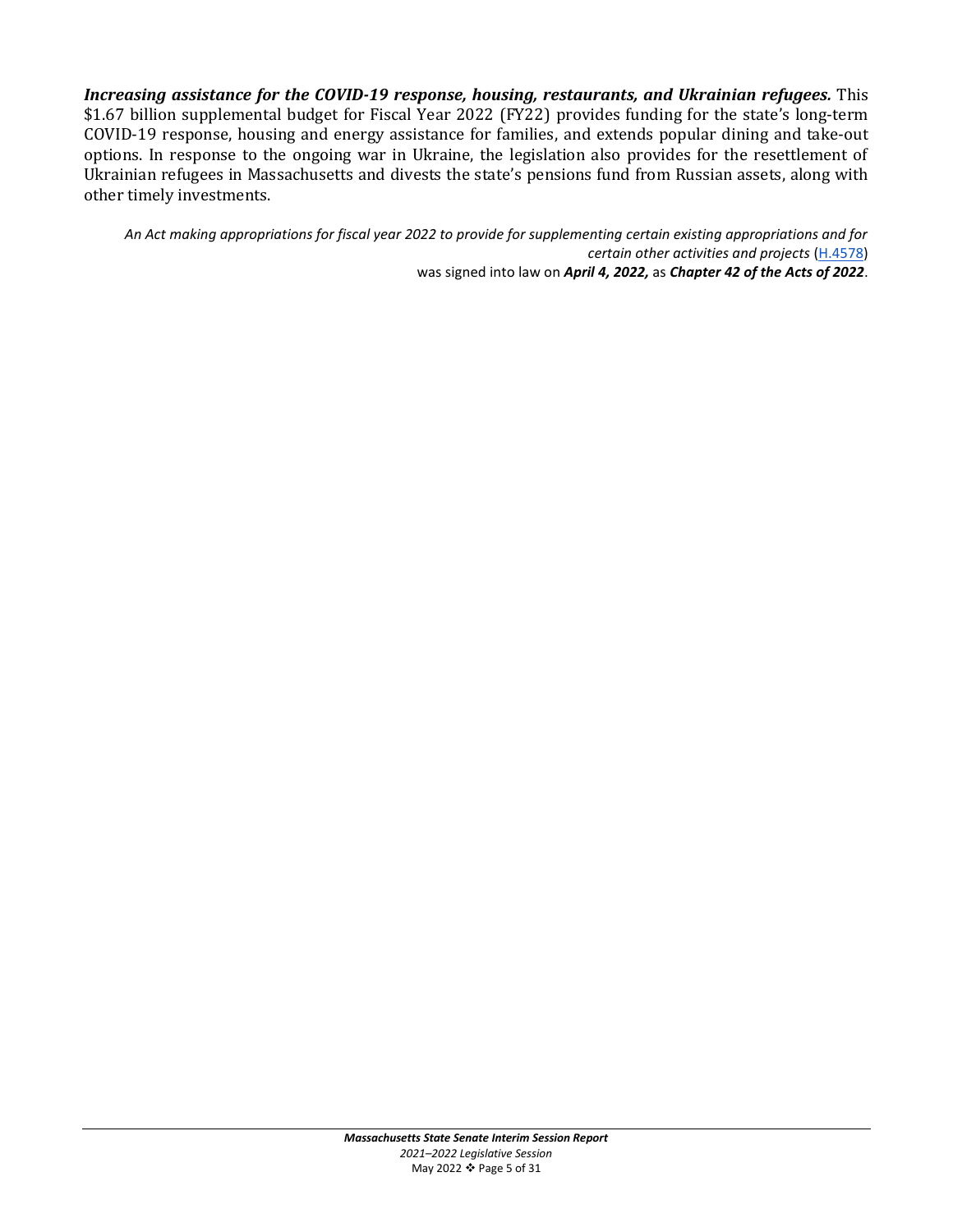***Increasing assistance for the COVID-19 response, housing, restaurants, and Ukrainian refugees.*** This $1.67 billion supplemental budget for Fiscal Year 2022 (FY22) provides funding for the state's long-term COVID-19 response, housing and energy assistance for families, and extends popular dining and take-out options. In response to the ongoing war in Ukraine, the legislation also provides for the resettlement of Ukrainian refugees in Massachusetts and divests the state's pensions fund from Russian assets, along with other timely investments.

*An Act making appropriations for fiscal year 2022 to provide for supplementing certain existing appropriations and for certain other activities and projects* (H.4578)
was signed into law on ***April 4, 2022,*** as ***Chapter 42 of the Acts of 2022***.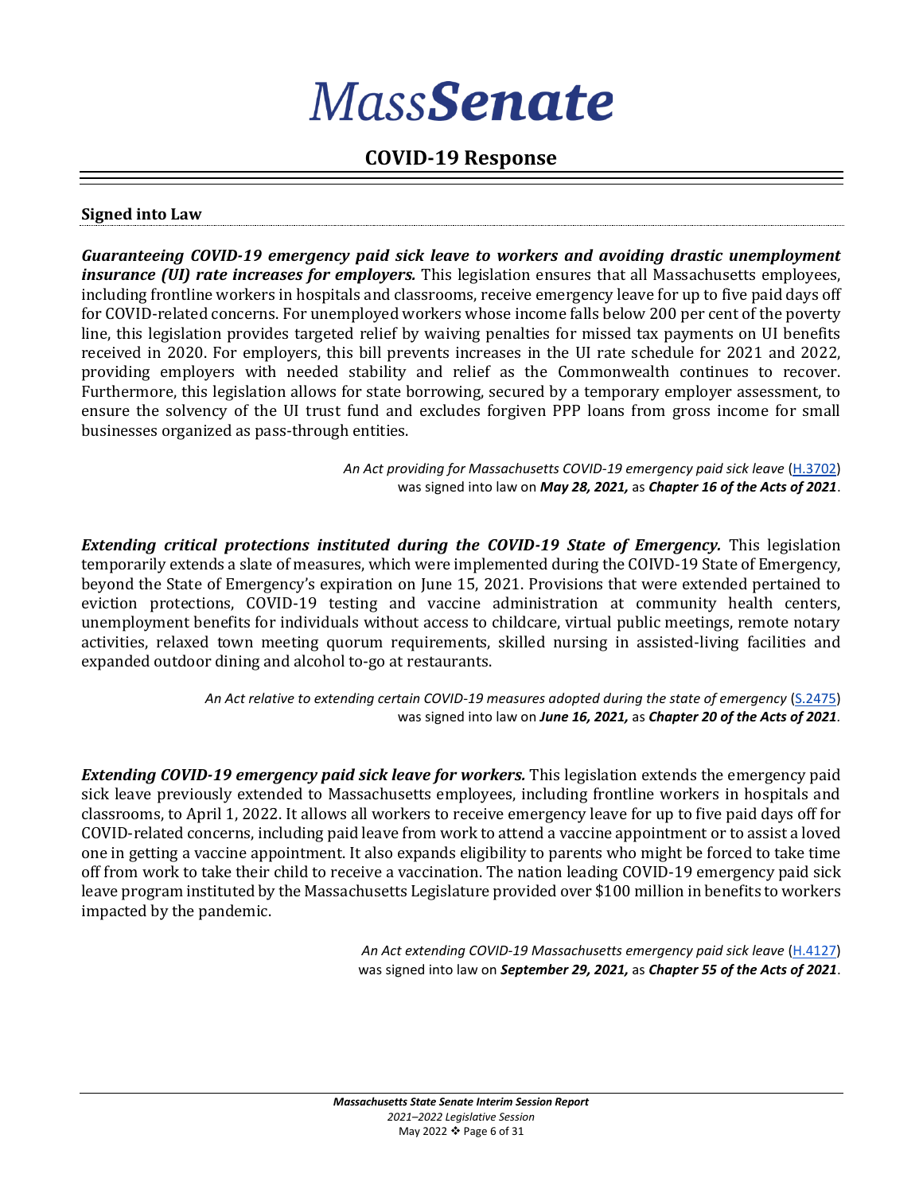# *Mass**Senate***

## COVID-19 Response

**Signed into Law**

***Guaranteeing COVID-19 emergency paid sick leave to workers and avoiding drastic unemployment insurance (UI) rate increases for employers.*** This legislation ensures that all Massachusetts employees, including frontline workers in hospitals and classrooms, receive emergency leave for up to five paid days off for COVID-related concerns. For unemployed workers whose income falls below 200 per cent of the poverty line, this legislation provides targeted relief by waiving penalties for missed tax payments on UI benefits received in 2020. For employers, this bill prevents increases in the UI rate schedule for 2021 and 2022, providing employers with needed stability and relief as the Commonwealth continues to recover. Furthermore, this legislation allows for state borrowing, secured by a temporary employer assessment, to ensure the solvency of the UI trust fund and excludes forgiven PPP loans from gross income for small businesses organized as pass-through entities.

*An Act providing for Massachusetts COVID-19 emergency paid sick leave* (H.3702) was signed into law on ***May 28, 2021,*** as ***Chapter 16 of the Acts of 2021***.

***Extending critical protections instituted during the COVID-19 State of Emergency.*** This legislation temporarily extends a slate of measures, which were implemented during the COIVD-19 State of Emergency, beyond the State of Emergency's expiration on June 15, 2021. Provisions that were extended pertained to eviction protections, COVID-19 testing and vaccine administration at community health centers, unemployment benefits for individuals without access to childcare, virtual public meetings, remote notary activities, relaxed town meeting quorum requirements, skilled nursing in assisted-living facilities and expanded outdoor dining and alcohol to-go at restaurants.

*An Act relative to extending certain COVID-19 measures adopted during the state of emergency* (S.2475) was signed into law on ***June 16, 2021,*** as ***Chapter 20 of the Acts of 2021***.

***Extending COVID-19 emergency paid sick leave for workers.*** This legislation extends the emergency paid sick leave previously extended to Massachusetts employees, including frontline workers in hospitals and classrooms, to April 1, 2022. It allows all workers to receive emergency leave for up to five paid days off for COVID-related concerns, including paid leave from work to attend a vaccine appointment or to assist a loved one in getting a vaccine appointment. It also expands eligibility to parents who might be forced to take time off from work to take their child to receive a vaccination. The nation leading COVID-19 emergency paid sick leave program instituted by the Massachusetts Legislature provided over $100 million in benefits to workers impacted by the pandemic.

*An Act extending COVID-19 Massachusetts emergency paid sick leave* (H.4127) was signed into law on ***September 29, 2021,*** as ***Chapter 55 of the Acts of 2021***.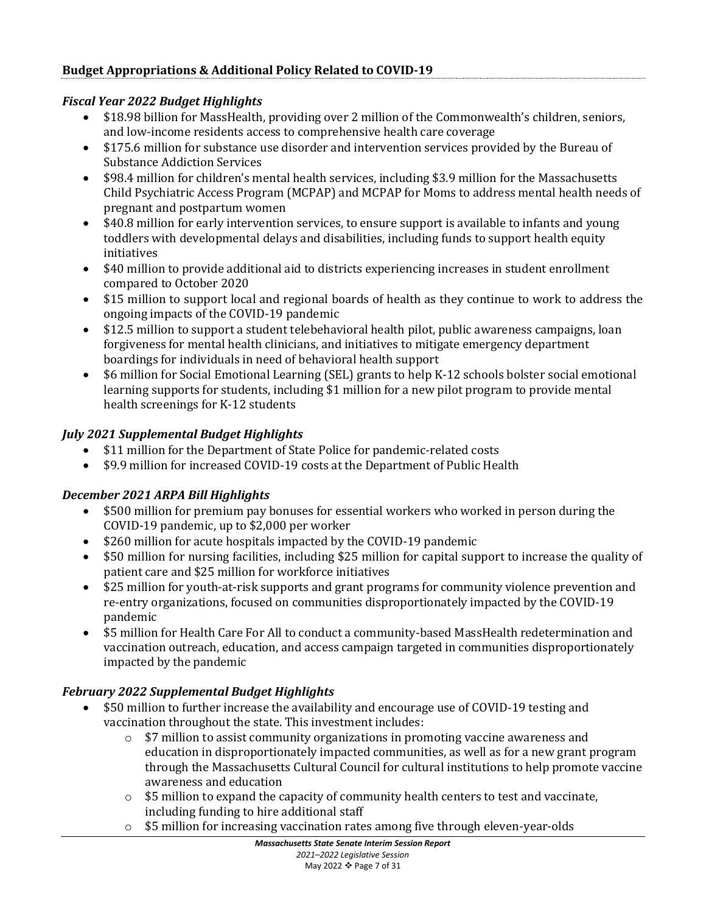## Budget Appropriations & Additional Policy Related to COVID-19

### *Fiscal Year 2022 Budget Highlights*

- $18.98 billion for MassHealth, providing over 2 million of the Commonwealth's children, seniors, and low-income residents access to comprehensive health care coverage
- $175.6 million for substance use disorder and intervention services provided by the Bureau of Substance Addiction Services
- $98.4 million for children's mental health services, including $3.9 million for the Massachusetts Child Psychiatric Access Program (MCPAP) and MCPAP for Moms to address mental health needs of pregnant and postpartum women
- $40.8 million for early intervention services, to ensure support is available to infants and young toddlers with developmental delays and disabilities, including funds to support health equity initiatives
- $40 million to provide additional aid to districts experiencing increases in student enrollment compared to October 2020
- $15 million to support local and regional boards of health as they continue to work to address the ongoing impacts of the COVID-19 pandemic
- $12.5 million to support a student telebehavioral health pilot, public awareness campaigns, loan forgiveness for mental health clinicians, and initiatives to mitigate emergency department boardings for individuals in need of behavioral health support
- $6 million for Social Emotional Learning (SEL) grants to help K-12 schools bolster social emotional learning supports for students, including $1 million for a new pilot program to provide mental health screenings for K-12 students

### *July 2021 Supplemental Budget Highlights*

- $11 million for the Department of State Police for pandemic-related costs
- $9.9 million for increased COVID-19 costs at the Department of Public Health

### *December 2021 ARPA Bill Highlights*

- $500 million for premium pay bonuses for essential workers who worked in person during the COVID-19 pandemic, up to $2,000 per worker
- $260 million for acute hospitals impacted by the COVID-19 pandemic
- $50 million for nursing facilities, including $25 million for capital support to increase the quality of patient care and $25 million for workforce initiatives
- $25 million for youth-at-risk supports and grant programs for community violence prevention and re-entry organizations, focused on communities disproportionately impacted by the COVID-19 pandemic
- $5 million for Health Care For All to conduct a community-based MassHealth redetermination and vaccination outreach, education, and access campaign targeted in communities disproportionately impacted by the pandemic

### *February 2022 Supplemental Budget Highlights*

- $50 million to further increase the availability and encourage use of COVID-19 testing and vaccination throughout the state. This investment includes:
  - $7 million to assist community organizations in promoting vaccine awareness and education in disproportionately impacted communities, as well as for a new grant program through the Massachusetts Cultural Council for cultural institutions to help promote vaccine awareness and education
  - $5 million to expand the capacity of community health centers to test and vaccinate, including funding to hire additional staff
  - $5 million for increasing vaccination rates among five through eleven-year-olds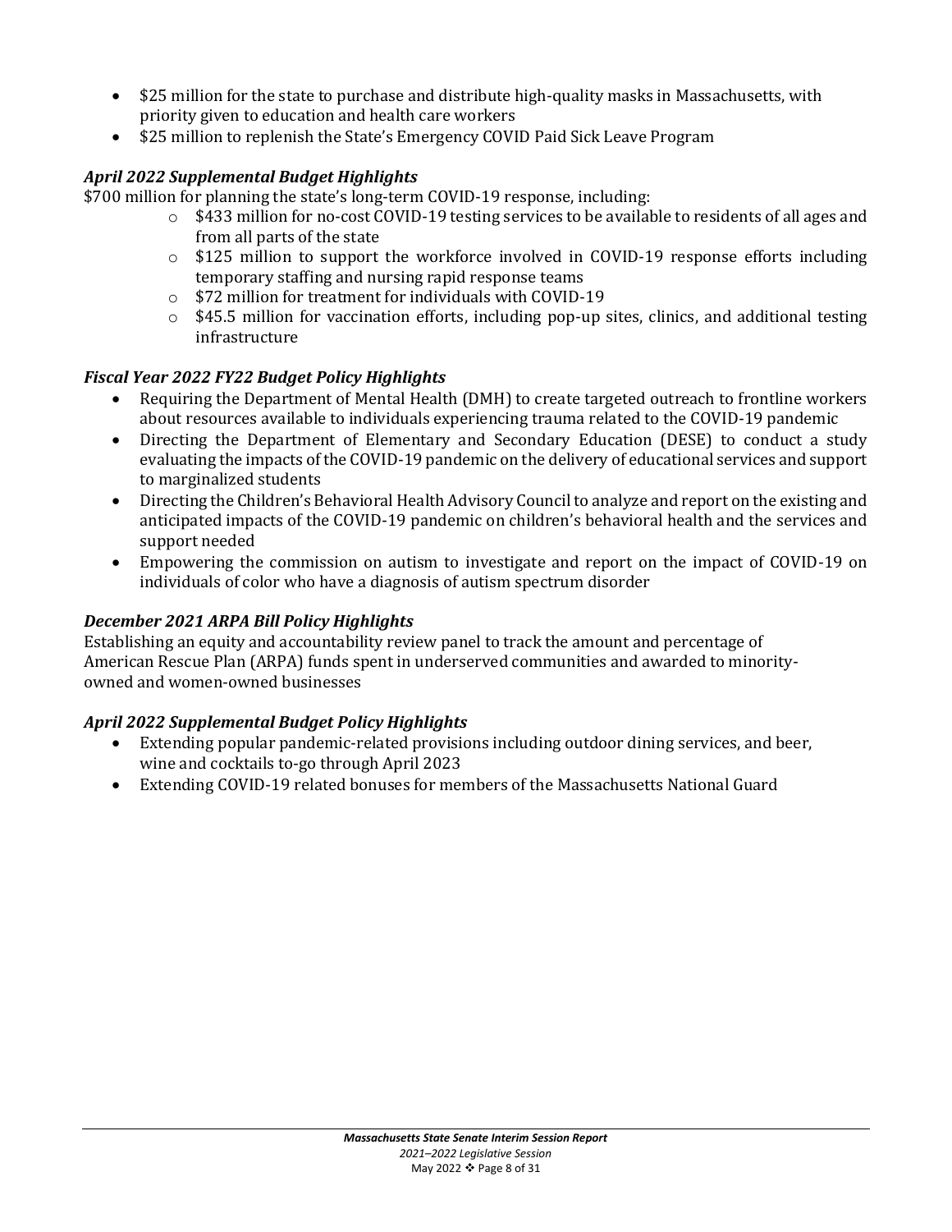- $25 million for the state to purchase and distribute high-quality masks in Massachusetts, with priority given to education and health care workers
- $25 million to replenish the State's Emergency COVID Paid Sick Leave Program

***April 2022 Supplemental Budget Highlights***

$700 million for planning the state's long-term COVID-19 response, including:

- $433 million for no-cost COVID-19 testing services to be available to residents of all ages and from all parts of the state
- $125 million to support the workforce involved in COVID-19 response efforts including temporary staffing and nursing rapid response teams
- $72 million for treatment for individuals with COVID-19
- $45.5 million for vaccination efforts, including pop-up sites, clinics, and additional testing infrastructure

***Fiscal Year 2022 FY22 Budget Policy Highlights***

- Requiring the Department of Mental Health (DMH) to create targeted outreach to frontline workers about resources available to individuals experiencing trauma related to the COVID-19 pandemic
- Directing the Department of Elementary and Secondary Education (DESE) to conduct a study evaluating the impacts of the COVID-19 pandemic on the delivery of educational services and support to marginalized students
- Directing the Children's Behavioral Health Advisory Council to analyze and report on the existing and anticipated impacts of the COVID-19 pandemic on children's behavioral health and the services and support needed
- Empowering the commission on autism to investigate and report on the impact of COVID-19 on individuals of color who have a diagnosis of autism spectrum disorder

***December 2021 ARPA Bill Policy Highlights***

Establishing an equity and accountability review panel to track the amount and percentage of American Rescue Plan (ARPA) funds spent in underserved communities and awarded to minority-owned and women-owned businesses

***April 2022 Supplemental Budget Policy Highlights***

- Extending popular pandemic-related provisions including outdoor dining services, and beer, wine and cocktails to-go through April 2023
- Extending COVID-19 related bonuses for members of the Massachusetts National Guard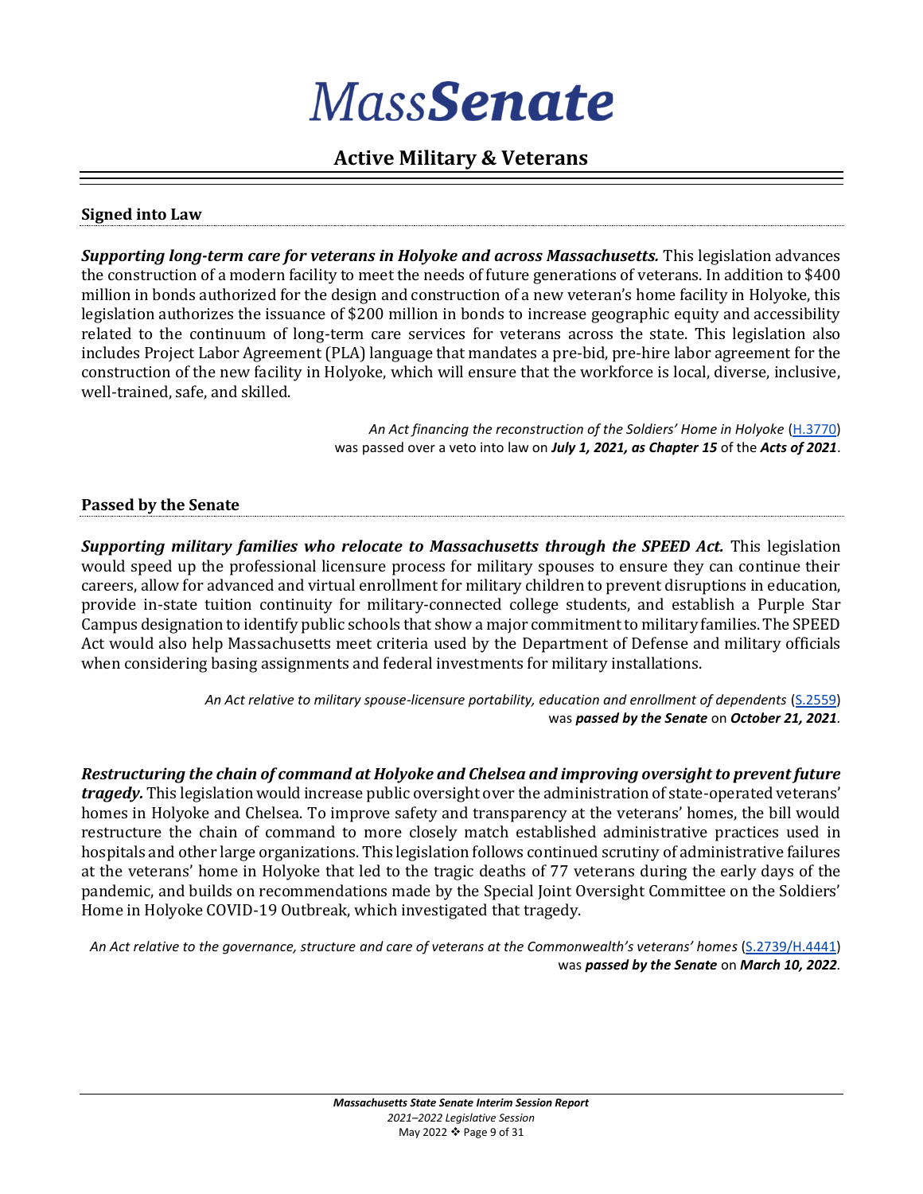# MassSenate

## Active Military & Veterans

### Signed into Law

***Supporting long-term care for veterans in Holyoke and across Massachusetts.*** This legislation advances the construction of a modern facility to meet the needs of future generations of veterans. In addition to $400 million in bonds authorized for the design and construction of a new veteran's home facility in Holyoke, this legislation authorizes the issuance of $200 million in bonds to increase geographic equity and accessibility related to the continuum of long-term care services for veterans across the state. This legislation also includes Project Labor Agreement (PLA) language that mandates a pre-bid, pre-hire labor agreement for the construction of the new facility in Holyoke, which will ensure that the workforce is local, diverse, inclusive, well-trained, safe, and skilled.

*An Act financing the reconstruction of the Soldiers' Home in Holyoke* (H.3770) was passed over a veto into law on ***July 1, 2021, as Chapter 15*** of the ***Acts of 2021***.

### Passed by the Senate

***Supporting military families who relocate to Massachusetts through the SPEED Act.*** This legislation would speed up the professional licensure process for military spouses to ensure they can continue their careers, allow for advanced and virtual enrollment for military children to prevent disruptions in education, provide in-state tuition continuity for military-connected college students, and establish a Purple Star Campus designation to identify public schools that show a major commitment to military families. The SPEED Act would also help Massachusetts meet criteria used by the Department of Defense and military officials when considering basing assignments and federal investments for military installations.

*An Act relative to military spouse-licensure portability, education and enrollment of dependents* (S.2559) was ***passed by the Senate*** on ***October 21, 2021***.

***Restructuring the chain of command at Holyoke and Chelsea and improving oversight to prevent future tragedy.*** This legislation would increase public oversight over the administration of state-operated veterans' homes in Holyoke and Chelsea. To improve safety and transparency at the veterans' homes, the bill would restructure the chain of command to more closely match established administrative practices used in hospitals and other large organizations. This legislation follows continued scrutiny of administrative failures at the veterans' home in Holyoke that led to the tragic deaths of 77 veterans during the early days of the pandemic, and builds on recommendations made by the Special Joint Oversight Committee on the Soldiers' Home in Holyoke COVID-19 Outbreak, which investigated that tragedy.

*An Act relative to the governance, structure and care of veterans at the Commonwealth's veterans' homes* (S.2739/H.4441) was ***passed by the Senate*** on ***March 10, 2022***.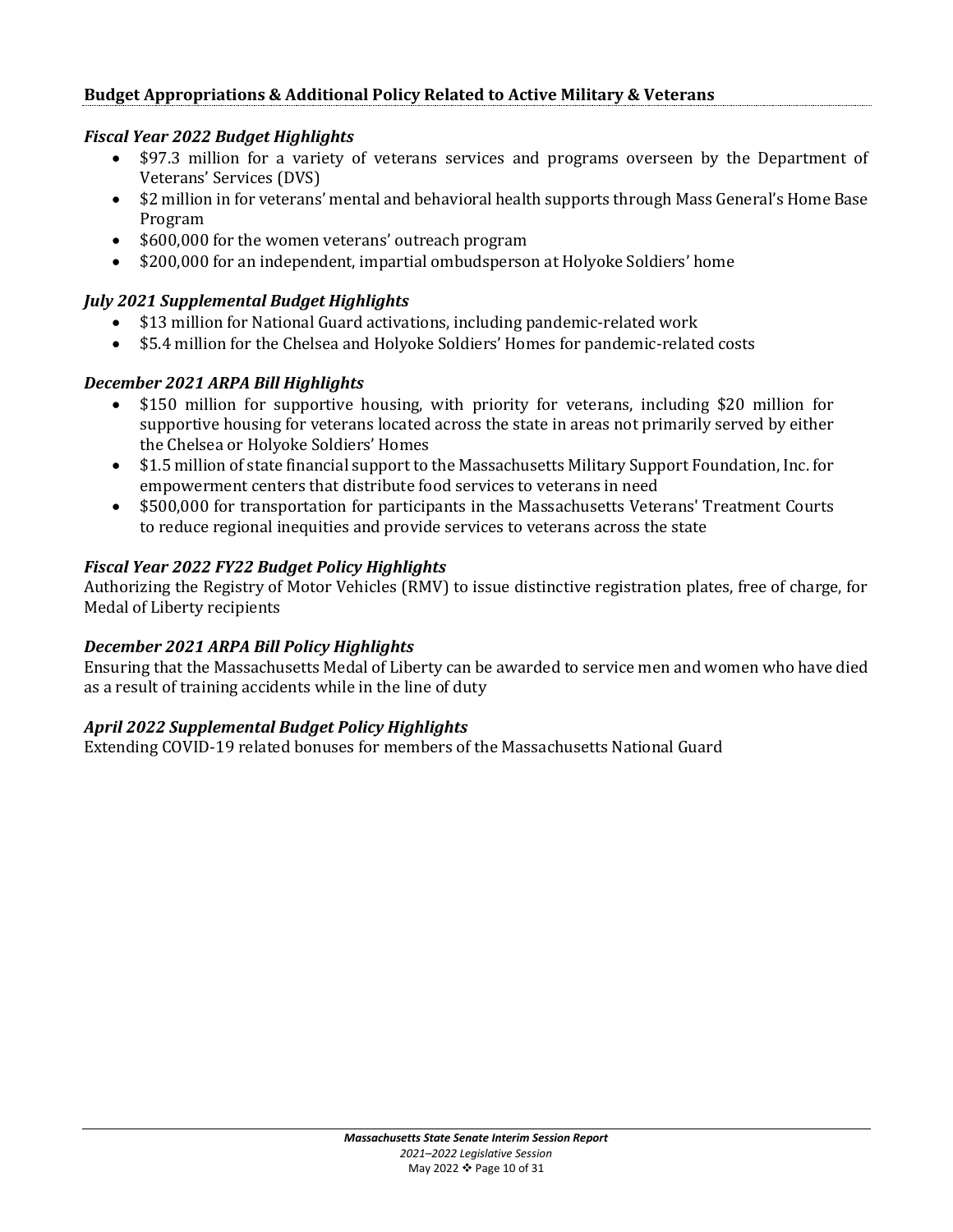## Budget Appropriations & Additional Policy Related to Active Military & Veterans

### *Fiscal Year 2022 Budget Highlights*

- $97.3 million for a variety of veterans services and programs overseen by the Department of Veterans' Services (DVS)
- $2 million in for veterans' mental and behavioral health supports through Mass General's Home Base Program
- $600,000 for the women veterans' outreach program
- $200,000 for an independent, impartial ombudsperson at Holyoke Soldiers' home

### *July 2021 Supplemental Budget Highlights*

- $13 million for National Guard activations, including pandemic-related work
- $5.4 million for the Chelsea and Holyoke Soldiers' Homes for pandemic-related costs

### *December 2021 ARPA Bill Highlights*

- $150 million for supportive housing, with priority for veterans, including $20 million for supportive housing for veterans located across the state in areas not primarily served by either the Chelsea or Holyoke Soldiers' Homes
- $1.5 million of state financial support to the Massachusetts Military Support Foundation, Inc. for empowerment centers that distribute food services to veterans in need
- $500,000 for transportation for participants in the Massachusetts Veterans' Treatment Courts to reduce regional inequities and provide services to veterans across the state

### *Fiscal Year 2022 FY22 Budget Policy Highlights*

Authorizing the Registry of Motor Vehicles (RMV) to issue distinctive registration plates, free of charge, for Medal of Liberty recipients

### *December 2021 ARPA Bill Policy Highlights*

Ensuring that the Massachusetts Medal of Liberty can be awarded to service men and women who have died as a result of training accidents while in the line of duty

### *April 2022 Supplemental Budget Policy Highlights*

Extending COVID-19 related bonuses for members of the Massachusetts National Guard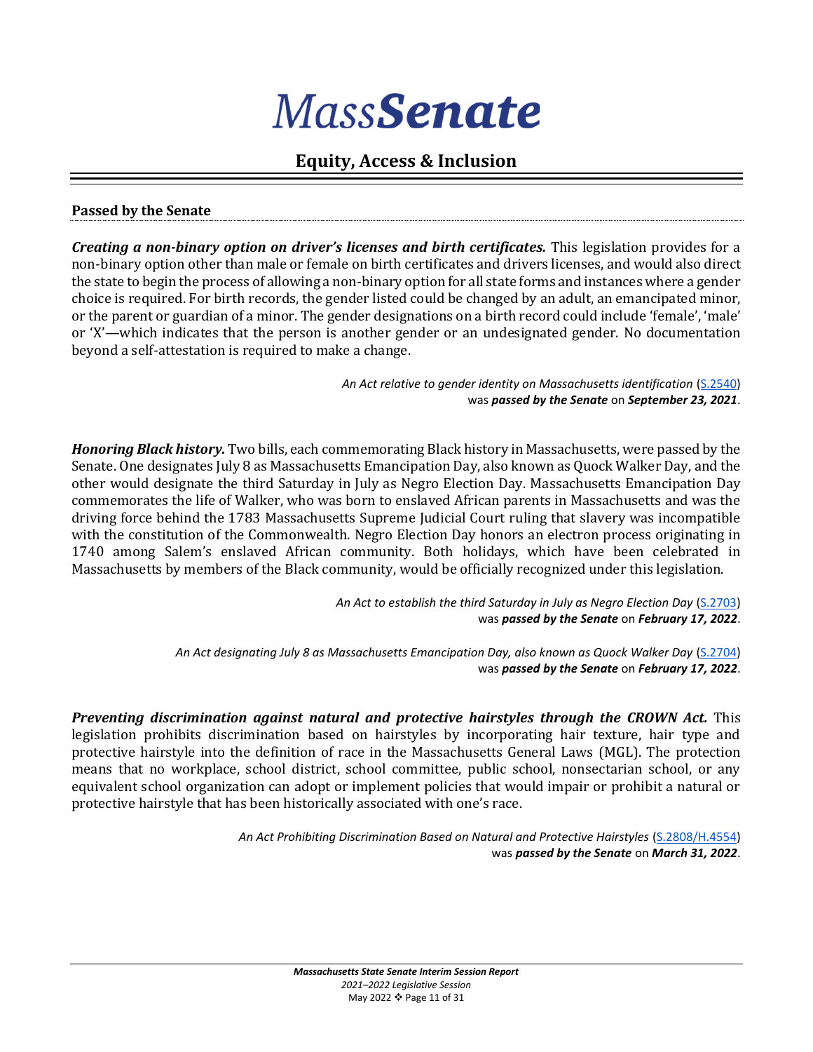# MassSenate

## Equity, Access & Inclusion

### Passed by the Senate

***Creating a non-binary option on driver's licenses and birth certificates.*** This legislation provides for a non-binary option other than male or female on birth certificates and drivers licenses, and would also direct the state to begin the process of allowing a non-binary option for all state forms and instances where a gender choice is required. For birth records, the gender listed could be changed by an adult, an emancipated minor, or the parent or guardian of a minor. The gender designations on a birth record could include 'female', 'male' or 'X'—which indicates that the person is another gender or an undesignated gender. No documentation beyond a self-attestation is required to make a change.

*An Act relative to gender identity on Massachusetts identification* (S.2540) was ***passed by the Senate*** on ***September 23, 2021***.

***Honoring Black history.*** Two bills, each commemorating Black history in Massachusetts, were passed by the Senate. One designates July 8 as Massachusetts Emancipation Day, also known as Quock Walker Day, and the other would designate the third Saturday in July as Negro Election Day. Massachusetts Emancipation Day commemorates the life of Walker, who was born to enslaved African parents in Massachusetts and was the driving force behind the 1783 Massachusetts Supreme Judicial Court ruling that slavery was incompatible with the constitution of the Commonwealth. Negro Election Day honors an electron process originating in 1740 among Salem's enslaved African community. Both holidays, which have been celebrated in Massachusetts by members of the Black community, would be officially recognized under this legislation.

*An Act to establish the third Saturday in July as Negro Election Day* (S.2703) was ***passed by the Senate*** on ***February 17, 2022***.

*An Act designating July 8 as Massachusetts Emancipation Day, also known as Quock Walker Day* (S.2704) was ***passed by the Senate*** on ***February 17, 2022***.

***Preventing discrimination against natural and protective hairstyles through the CROWN Act.*** This legislation prohibits discrimination based on hairstyles by incorporating hair texture, hair type and protective hairstyle into the definition of race in the Massachusetts General Laws (MGL). The protection means that no workplace, school district, school committee, public school, nonsectarian school, or any equivalent school organization can adopt or implement policies that would impair or prohibit a natural or protective hairstyle that has been historically associated with one's race.

*An Act Prohibiting Discrimination Based on Natural and Protective Hairstyles* (S.2808/H.4554) was ***passed by the Senate*** on ***March 31, 2022***.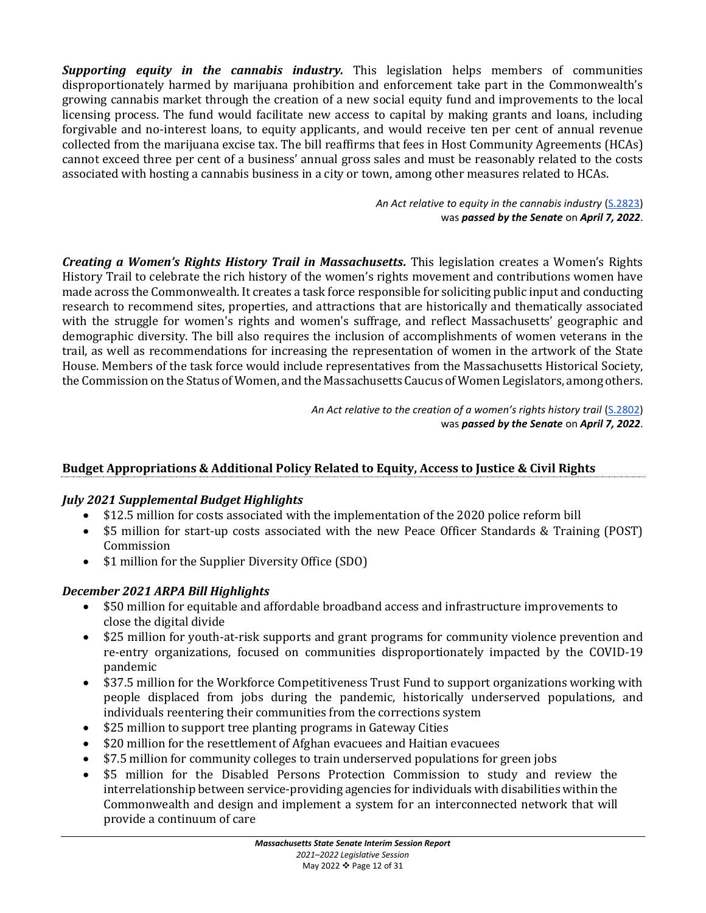***Supporting equity in the cannabis industry.*** This legislation helps members of communities disproportionately harmed by marijuana prohibition and enforcement take part in the Commonwealth's growing cannabis market through the creation of a new social equity fund and improvements to the local licensing process. The fund would facilitate new access to capital by making grants and loans, including forgivable and no-interest loans, to equity applicants, and would receive ten per cent of annual revenue collected from the marijuana excise tax. The bill reaffirms that fees in Host Community Agreements (HCAs) cannot exceed three per cent of a business' annual gross sales and must be reasonably related to the costs associated with hosting a cannabis business in a city or town, among other measures related to HCAs.

*An Act relative to equity in the cannabis industry* ([S.2823](#))
was ***passed by the Senate*** on ***April 7, 2022***.

***Creating a Women's Rights History Trail in Massachusetts.*** This legislation creates a Women's Rights History Trail to celebrate the rich history of the women's rights movement and contributions women have made across the Commonwealth. It creates a task force responsible for soliciting public input and conducting research to recommend sites, properties, and attractions that are historically and thematically associated with the struggle for women's rights and women's suffrage, and reflect Massachusetts' geographic and demographic diversity. The bill also requires the inclusion of accomplishments of women veterans in the trail, as well as recommendations for increasing the representation of women in the artwork of the State House. Members of the task force would include representatives from the Massachusetts Historical Society, the Commission on the Status of Women, and the Massachusetts Caucus of Women Legislators, among others.

*An Act relative to the creation of a women's rights history trail* ([S.2802](#))
was ***passed by the Senate*** on ***April 7, 2022***.

## Budget Appropriations & Additional Policy Related to Equity, Access to Justice & Civil Rights

### *July 2021 Supplemental Budget Highlights*

- $12.5 million for costs associated with the implementation of the 2020 police reform bill
- $5 million for start-up costs associated with the new Peace Officer Standards & Training (POST) Commission
- $1 million for the Supplier Diversity Office (SDO)

### *December 2021 ARPA Bill Highlights*

- $50 million for equitable and affordable broadband access and infrastructure improvements to close the digital divide
- $25 million for youth-at-risk supports and grant programs for community violence prevention and re-entry organizations, focused on communities disproportionately impacted by the COVID-19 pandemic
- $37.5 million for the Workforce Competitiveness Trust Fund to support organizations working with people displaced from jobs during the pandemic, historically underserved populations, and individuals reentering their communities from the corrections system
- $25 million to support tree planting programs in Gateway Cities
- $20 million for the resettlement of Afghan evacuees and Haitian evacuees
- $7.5 million for community colleges to train underserved populations for green jobs
- $5 million for the Disabled Persons Protection Commission to study and review the interrelationship between service-providing agencies for individuals with disabilities within the Commonwealth and design and implement a system for an interconnected network that will provide a continuum of care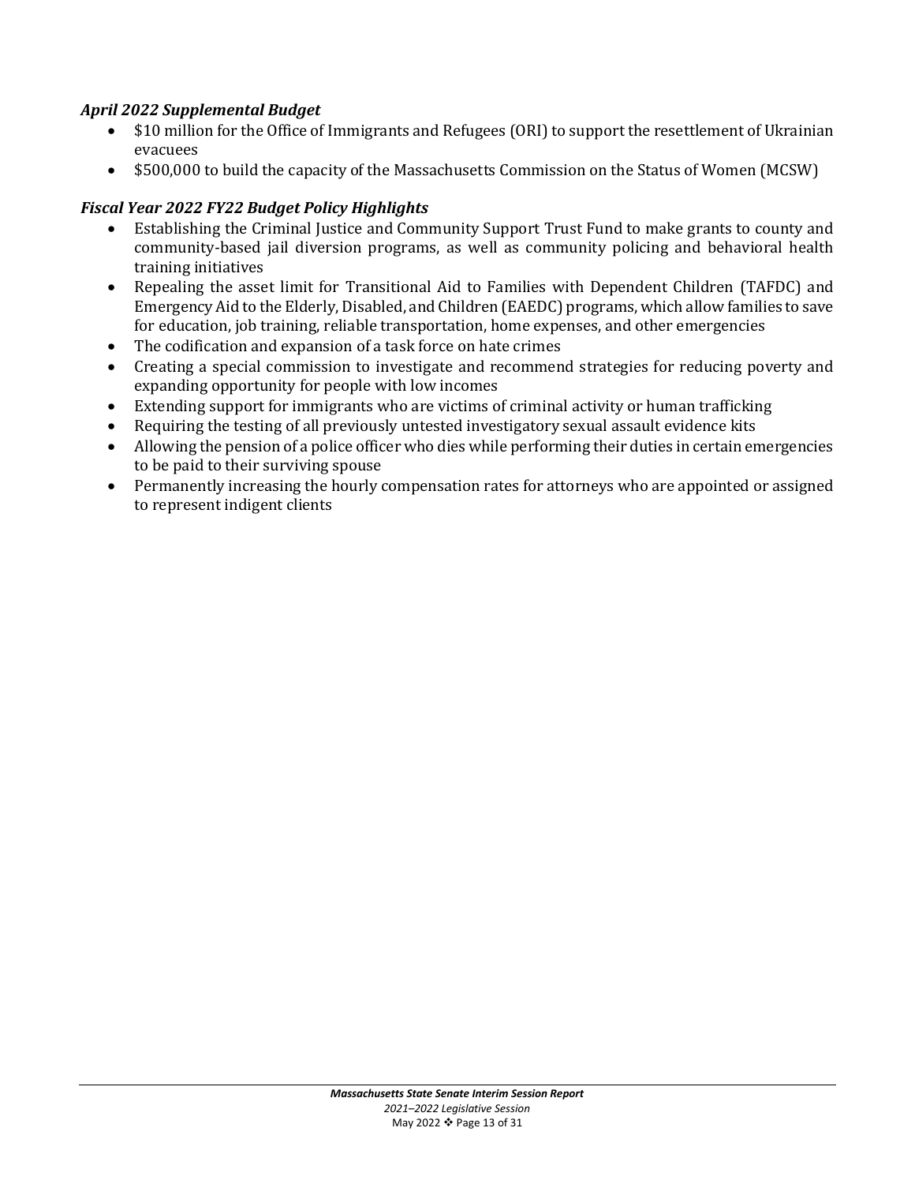### *April 2022 Supplemental Budget*

- $10 million for the Office of Immigrants and Refugees (ORI) to support the resettlement of Ukrainian evacuees
- $500,000 to build the capacity of the Massachusetts Commission on the Status of Women (MCSW)

### *Fiscal Year 2022 FY22 Budget Policy Highlights*

- Establishing the Criminal Justice and Community Support Trust Fund to make grants to county and community-based jail diversion programs, as well as community policing and behavioral health training initiatives
- Repealing the asset limit for Transitional Aid to Families with Dependent Children (TAFDC) and Emergency Aid to the Elderly, Disabled, and Children (EAEDC) programs, which allow families to save for education, job training, reliable transportation, home expenses, and other emergencies
- The codification and expansion of a task force on hate crimes
- Creating a special commission to investigate and recommend strategies for reducing poverty and expanding opportunity for people with low incomes
- Extending support for immigrants who are victims of criminal activity or human trafficking
- Requiring the testing of all previously untested investigatory sexual assault evidence kits
- Allowing the pension of a police officer who dies while performing their duties in certain emergencies to be paid to their surviving spouse
- Permanently increasing the hourly compensation rates for attorneys who are appointed or assigned to represent indigent clients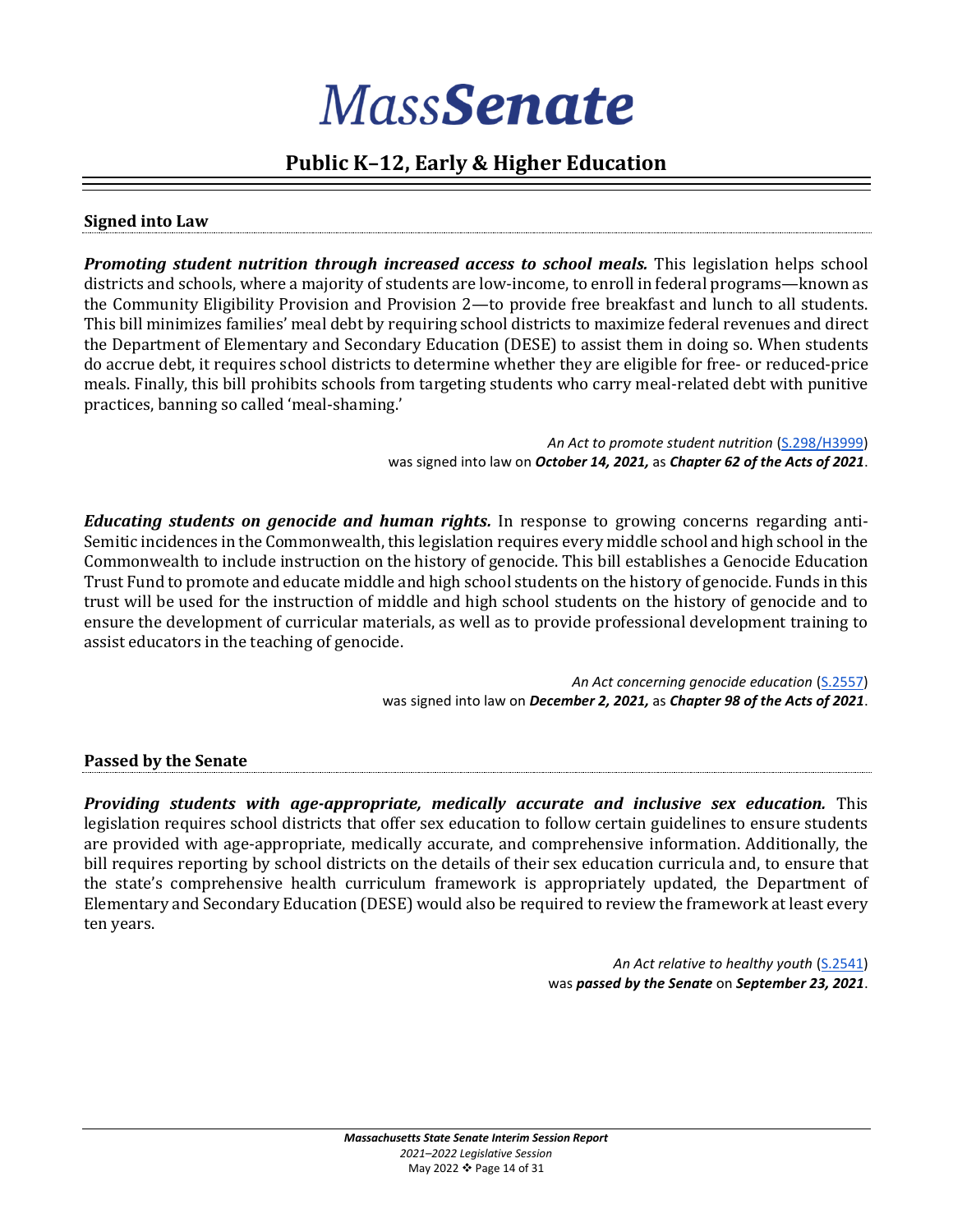# MassSenate

## Public K–12, Early & Higher Education

### Signed into Law

***Promoting student nutrition through increased access to school meals.*** This legislation helps school districts and schools, where a majority of students are low-income, to enroll in federal programs—known as the Community Eligibility Provision and Provision 2—to provide free breakfast and lunch to all students. This bill minimizes families' meal debt by requiring school districts to maximize federal revenues and direct the Department of Elementary and Secondary Education (DESE) to assist them in doing so. When students do accrue debt, it requires school districts to determine whether they are eligible for free- or reduced-price meals. Finally, this bill prohibits schools from targeting students who carry meal-related debt with punitive practices, banning so called 'meal-shaming.'

*An Act to promote student nutrition* (S.298/H3999)
was signed into law on ***October 14, 2021,*** as ***Chapter 62 of the Acts of 2021***.

***Educating students on genocide and human rights.*** In response to growing concerns regarding anti-Semitic incidences in the Commonwealth, this legislation requires every middle school and high school in the Commonwealth to include instruction on the history of genocide. This bill establishes a Genocide Education Trust Fund to promote and educate middle and high school students on the history of genocide. Funds in this trust will be used for the instruction of middle and high school students on the history of genocide and to ensure the development of curricular materials, as well as to provide professional development training to assist educators in the teaching of genocide.

*An Act concerning genocide education* (S.2557)
was signed into law on ***December 2, 2021,*** as ***Chapter 98 of the Acts of 2021***.

### Passed by the Senate

***Providing students with age-appropriate, medically accurate and inclusive sex education.*** This legislation requires school districts that offer sex education to follow certain guidelines to ensure students are provided with age-appropriate, medically accurate, and comprehensive information. Additionally, the bill requires reporting by school districts on the details of their sex education curricula and, to ensure that the state's comprehensive health curriculum framework is appropriately updated, the Department of Elementary and Secondary Education (DESE) would also be required to review the framework at least every ten years.

*An Act relative to healthy youth* (S.2541)
was ***passed by the Senate*** on ***September 23, 2021***.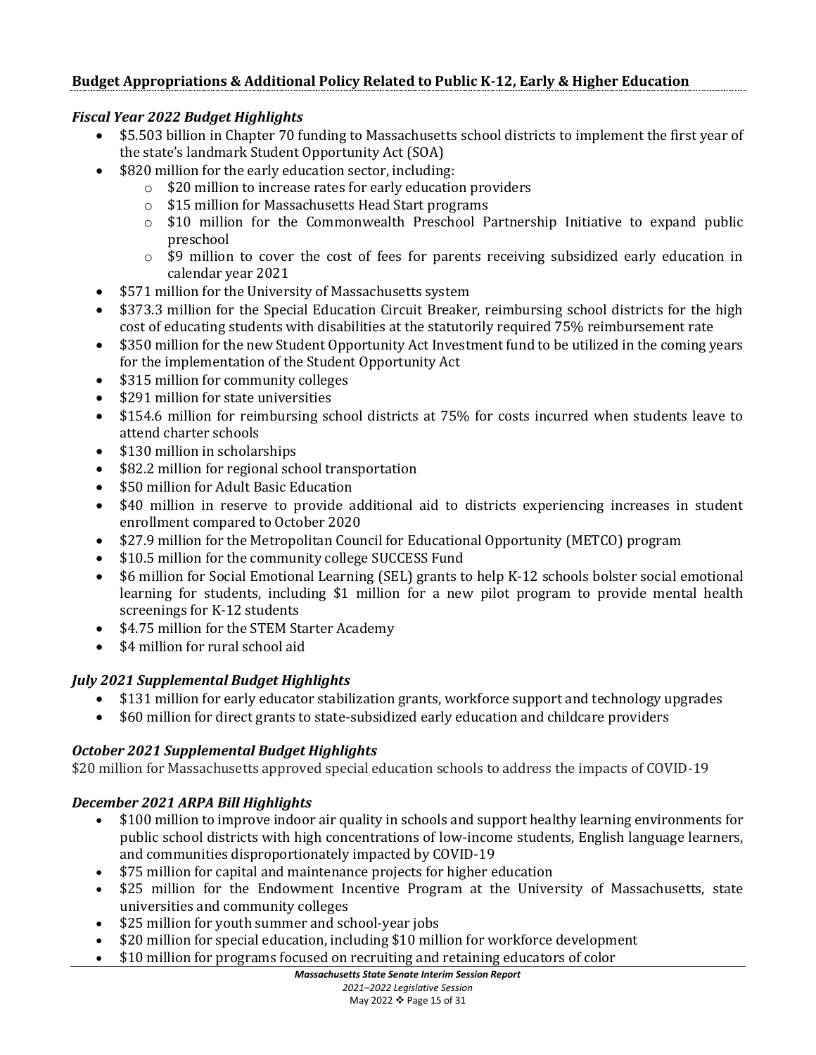## Budget Appropriations & Additional Policy Related to Public K-12, Early & Higher Education

### *Fiscal Year 2022 Budget Highlights*

- $5.503 billion in Chapter 70 funding to Massachusetts school districts to implement the first year of the state's landmark Student Opportunity Act (SOA)
- $820 million for the early education sector, including:
  - $20 million to increase rates for early education providers
  - $15 million for Massachusetts Head Start programs
  - $10 million for the Commonwealth Preschool Partnership Initiative to expand public preschool
  - $9 million to cover the cost of fees for parents receiving subsidized early education in calendar year 2021
- $571 million for the University of Massachusetts system
- $373.3 million for the Special Education Circuit Breaker, reimbursing school districts for the high cost of educating students with disabilities at the statutorily required 75% reimbursement rate
- $350 million for the new Student Opportunity Act Investment fund to be utilized in the coming years for the implementation of the Student Opportunity Act
- $315 million for community colleges
- $291 million for state universities
- $154.6 million for reimbursing school districts at 75% for costs incurred when students leave to attend charter schools
- $130 million in scholarships
- $82.2 million for regional school transportation
- $50 million for Adult Basic Education
- $40 million in reserve to provide additional aid to districts experiencing increases in student enrollment compared to October 2020
- $27.9 million for the Metropolitan Council for Educational Opportunity (METCO) program
- $10.5 million for the community college SUCCESS Fund
- $6 million for Social Emotional Learning (SEL) grants to help K-12 schools bolster social emotional learning for students, including $1 million for a new pilot program to provide mental health screenings for K-12 students
- $4.75 million for the STEM Starter Academy
- $4 million for rural school aid

### *July 2021 Supplemental Budget Highlights*

- $131 million for early educator stabilization grants, workforce support and technology upgrades
- $60 million for direct grants to state-subsidized early education and childcare providers

### *October 2021 Supplemental Budget Highlights*

$20 million for Massachusetts approved special education schools to address the impacts of COVID-19

### *December 2021 ARPA Bill Highlights*

- $100 million to improve indoor air quality in schools and support healthy learning environments for public school districts with high concentrations of low-income students, English language learners, and communities disproportionately impacted by COVID-19
- $75 million for capital and maintenance projects for higher education
- $25 million for the Endowment Incentive Program at the University of Massachusetts, state universities and community colleges
- $25 million for youth summer and school-year jobs
- $20 million for special education, including $10 million for workforce development
- $10 million for programs focused on recruiting and retaining educators of color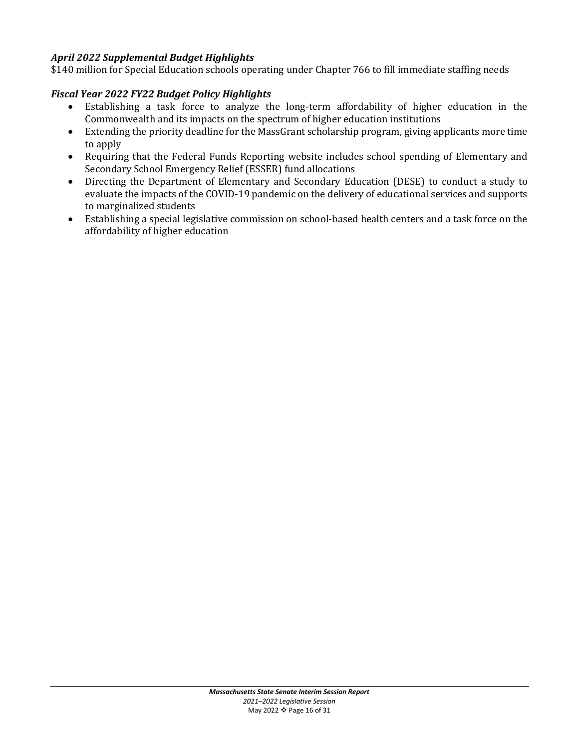### *April 2022 Supplemental Budget Highlights*

$140 million for Special Education schools operating under Chapter 766 to fill immediate staffing needs

### *Fiscal Year 2022 FY22 Budget Policy Highlights*

- Establishing a task force to analyze the long-term affordability of higher education in the Commonwealth and its impacts on the spectrum of higher education institutions
- Extending the priority deadline for the MassGrant scholarship program, giving applicants more time to apply
- Requiring that the Federal Funds Reporting website includes school spending of Elementary and Secondary School Emergency Relief (ESSER) fund allocations
- Directing the Department of Elementary and Secondary Education (DESE) to conduct a study to evaluate the impacts of the COVID-19 pandemic on the delivery of educational services and supports to marginalized students
- Establishing a special legislative commission on school-based health centers and a task force on the affordability of higher education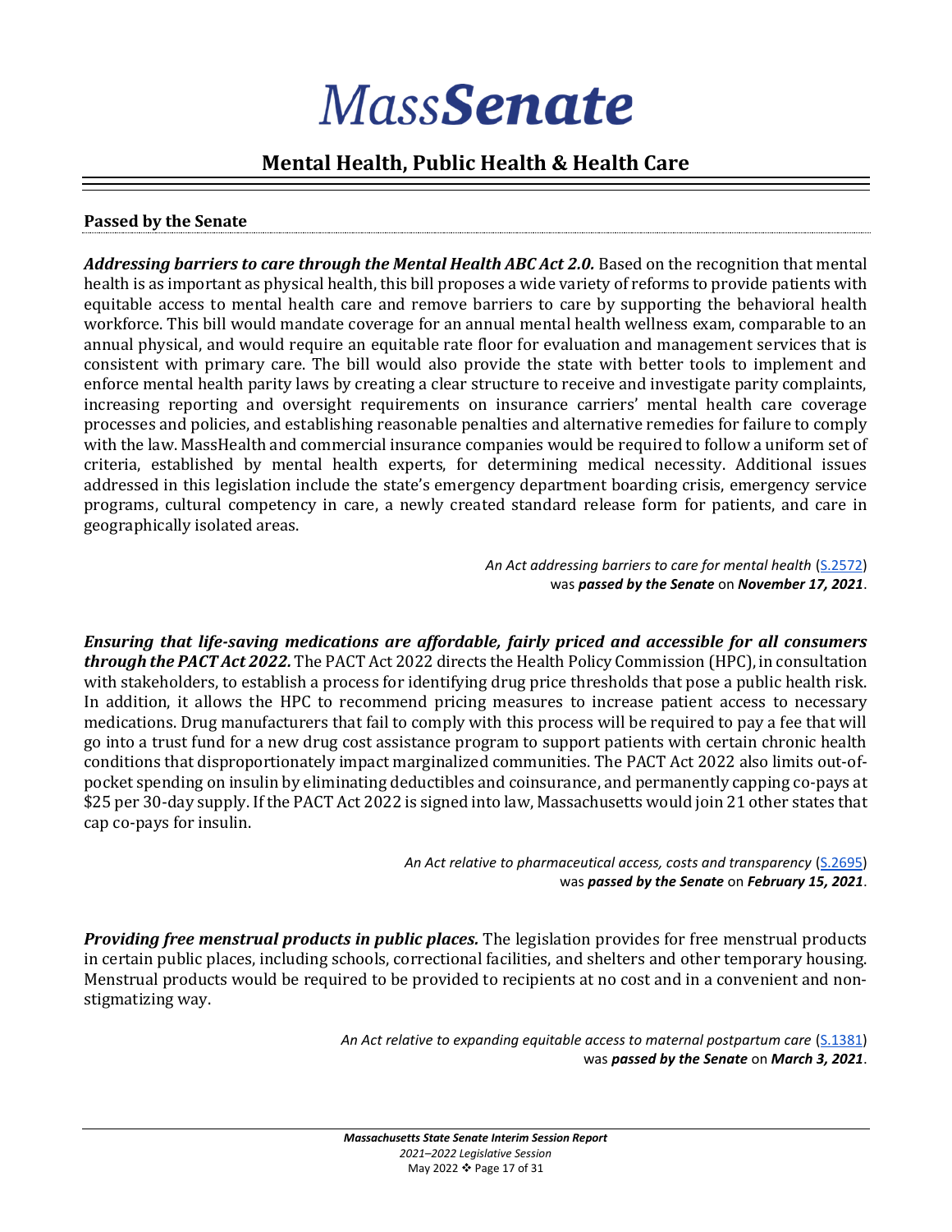# *MassSenate*

## Mental Health, Public Health & Health Care

### Passed by the Senate

***Addressing barriers to care through the Mental Health ABC Act 2.0.*** Based on the recognition that mental health is as important as physical health, this bill proposes a wide variety of reforms to provide patients with equitable access to mental health care and remove barriers to care by supporting the behavioral health workforce. This bill would mandate coverage for an annual mental health wellness exam, comparable to an annual physical, and would require an equitable rate floor for evaluation and management services that is consistent with primary care. The bill would also provide the state with better tools to implement and enforce mental health parity laws by creating a clear structure to receive and investigate parity complaints, increasing reporting and oversight requirements on insurance carriers' mental health care coverage processes and policies, and establishing reasonable penalties and alternative remedies for failure to comply with the law. MassHealth and commercial insurance companies would be required to follow a uniform set of criteria, established by mental health experts, for determining medical necessity. Additional issues addressed in this legislation include the state's emergency department boarding crisis, emergency service programs, cultural competency in care, a newly created standard release form for patients, and care in geographically isolated areas.

*An Act addressing barriers to care for mental health* (S.2572)
was ***passed by the Senate*** on ***November 17, 2021***.

***Ensuring that life-saving medications are affordable, fairly priced and accessible for all consumers through the PACT Act 2022.*** The PACT Act 2022 directs the Health Policy Commission (HPC), in consultation with stakeholders, to establish a process for identifying drug price thresholds that pose a public health risk. In addition, it allows the HPC to recommend pricing measures to increase patient access to necessary medications. Drug manufacturers that fail to comply with this process will be required to pay a fee that will go into a trust fund for a new drug cost assistance program to support patients with certain chronic health conditions that disproportionately impact marginalized communities. The PACT Act 2022 also limits out-of-pocket spending on insulin by eliminating deductibles and coinsurance, and permanently capping co-pays at $25 per 30-day supply. If the PACT Act 2022 is signed into law, Massachusetts would join 21 other states that cap co-pays for insulin.

*An Act relative to pharmaceutical access, costs and transparency* (S.2695)
was ***passed by the Senate*** on ***February 15, 2021***.

***Providing free menstrual products in public places.*** The legislation provides for free menstrual products in certain public places, including schools, correctional facilities, and shelters and other temporary housing. Menstrual products would be required to be provided to recipients at no cost and in a convenient and non-stigmatizing way.

*An Act relative to expanding equitable access to maternal postpartum care* (S.1381)
was ***passed by the Senate*** on ***March 3, 2021***.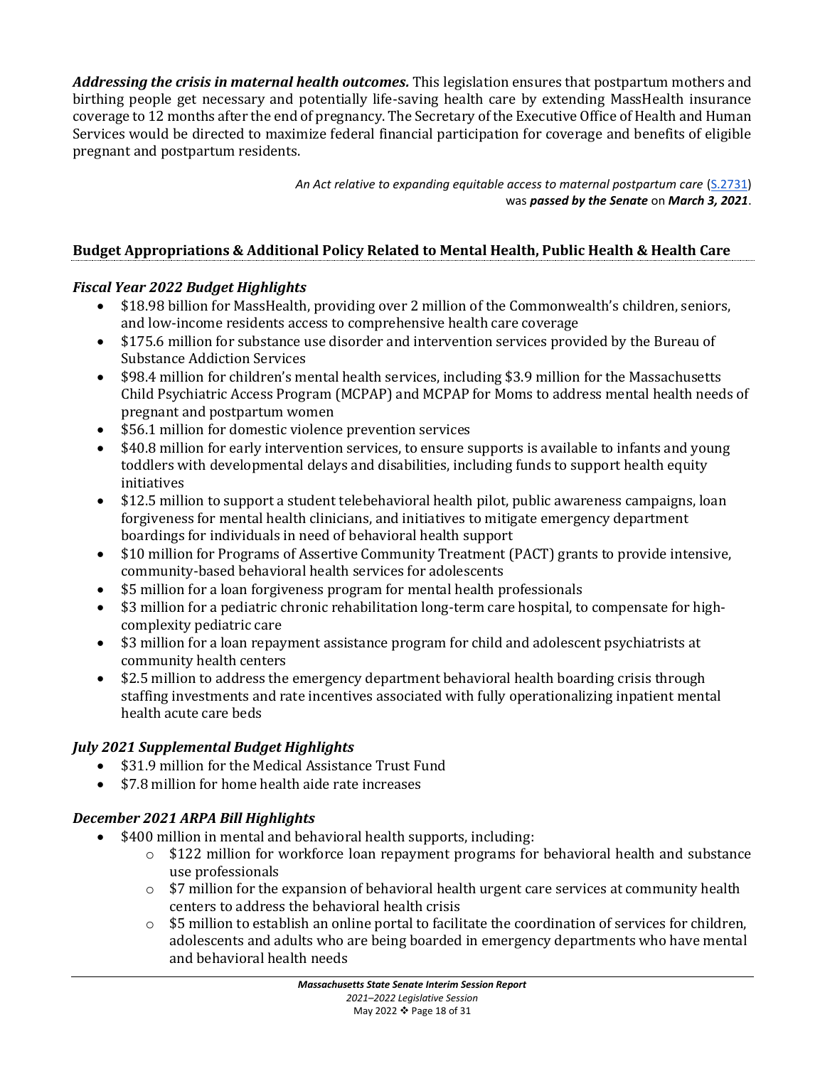***Addressing the crisis in maternal health outcomes.*** This legislation ensures that postpartum mothers and birthing people get necessary and potentially life-saving health care by extending MassHealth insurance coverage to 12 months after the end of pregnancy. The Secretary of the Executive Office of Health and Human Services would be directed to maximize federal financial participation for coverage and benefits of eligible pregnant and postpartum residents.

*An Act relative to expanding equitable access to maternal postpartum care* (S.2731) was ***passed by the Senate*** on ***March 3, 2021***.

## Budget Appropriations & Additional Policy Related to Mental Health, Public Health & Health Care

### *Fiscal Year 2022 Budget Highlights*

- $18.98 billion for MassHealth, providing over 2 million of the Commonwealth's children, seniors, and low-income residents access to comprehensive health care coverage
- $175.6 million for substance use disorder and intervention services provided by the Bureau of Substance Addiction Services
- $98.4 million for children's mental health services, including $3.9 million for the Massachusetts Child Psychiatric Access Program (MCPAP) and MCPAP for Moms to address mental health needs of pregnant and postpartum women
- $56.1 million for domestic violence prevention services
- $40.8 million for early intervention services, to ensure supports is available to infants and young toddlers with developmental delays and disabilities, including funds to support health equity initiatives
- $12.5 million to support a student telebehavioral health pilot, public awareness campaigns, loan forgiveness for mental health clinicians, and initiatives to mitigate emergency department boardings for individuals in need of behavioral health support
- $10 million for Programs of Assertive Community Treatment (PACT) grants to provide intensive, community-based behavioral health services for adolescents
- $5 million for a loan forgiveness program for mental health professionals
- $3 million for a pediatric chronic rehabilitation long-term care hospital, to compensate for high-complexity pediatric care
- $3 million for a loan repayment assistance program for child and adolescent psychiatrists at community health centers
- $2.5 million to address the emergency department behavioral health boarding crisis through staffing investments and rate incentives associated with fully operationalizing inpatient mental health acute care beds

### *July 2021 Supplemental Budget Highlights*

- $31.9 million for the Medical Assistance Trust Fund
- $7.8 million for home health aide rate increases

### *December 2021 ARPA Bill Highlights*

- $400 million in mental and behavioral health supports, including:
  - $122 million for workforce loan repayment programs for behavioral health and substance use professionals
  - $7 million for the expansion of behavioral health urgent care services at community health centers to address the behavioral health crisis
  - $5 million to establish an online portal to facilitate the coordination of services for children, adolescents and adults who are being boarded in emergency departments who have mental and behavioral health needs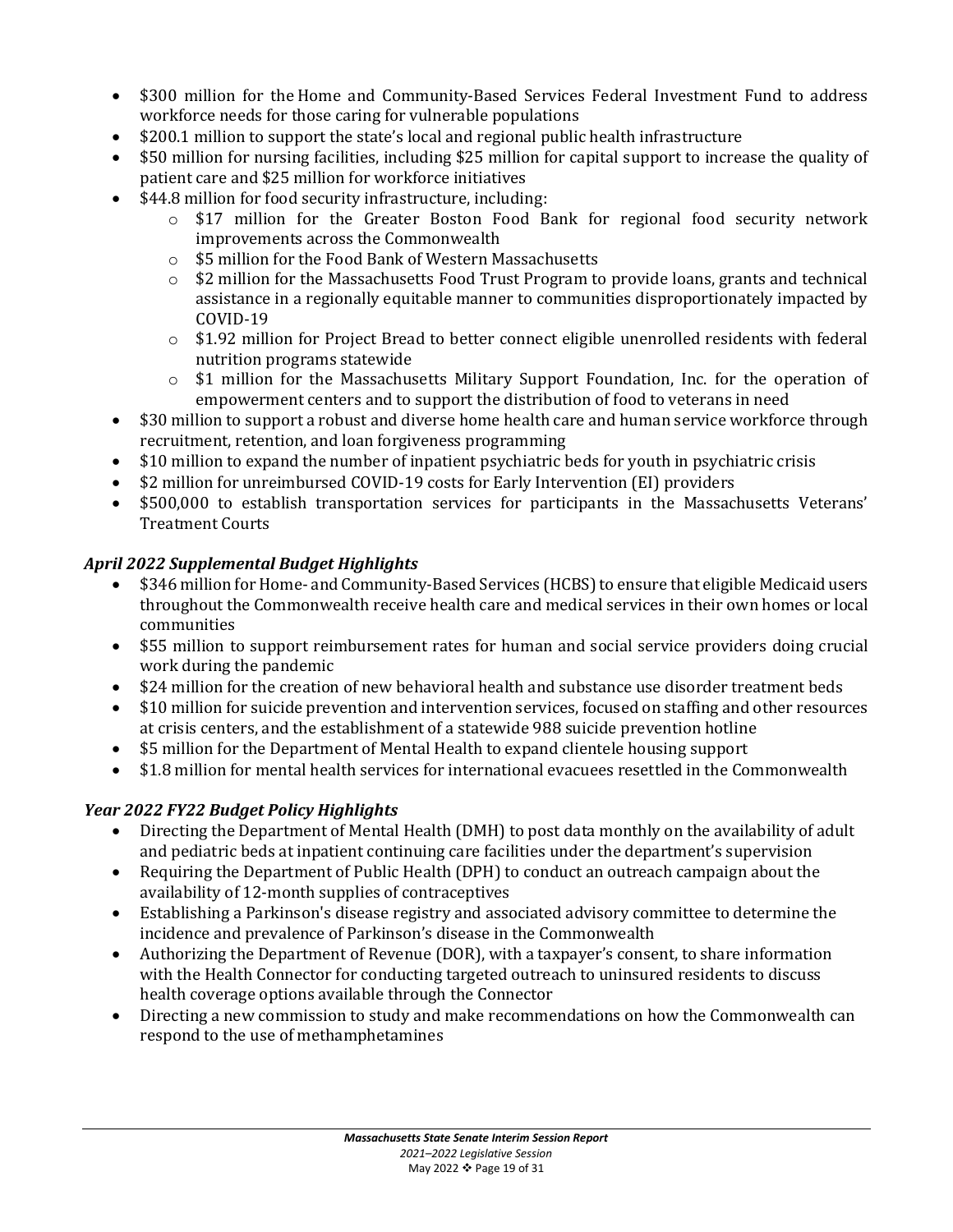- $300 million for the Home and Community-Based Services Federal Investment Fund to address workforce needs for those caring for vulnerable populations
- $200.1 million to support the state's local and regional public health infrastructure
- $50 million for nursing facilities, including $25 million for capital support to increase the quality of patient care and $25 million for workforce initiatives
- $44.8 million for food security infrastructure, including:
  - $17 million for the Greater Boston Food Bank for regional food security network improvements across the Commonwealth
  - $5 million for the Food Bank of Western Massachusetts
  - $2 million for the Massachusetts Food Trust Program to provide loans, grants and technical assistance in a regionally equitable manner to communities disproportionately impacted by COVID-19
  - $1.92 million for Project Bread to better connect eligible unenrolled residents with federal nutrition programs statewide
  - $1 million for the Massachusetts Military Support Foundation, Inc. for the operation of empowerment centers and to support the distribution of food to veterans in need
- $30 million to support a robust and diverse home health care and human service workforce through recruitment, retention, and loan forgiveness programming
- $10 million to expand the number of inpatient psychiatric beds for youth in psychiatric crisis
- $2 million for unreimbursed COVID-19 costs for Early Intervention (EI) providers
- $500,000 to establish transportation services for participants in the Massachusetts Veterans' Treatment Courts

### *April 2022 Supplemental Budget Highlights*

- $346 million for Home- and Community-Based Services (HCBS) to ensure that eligible Medicaid users throughout the Commonwealth receive health care and medical services in their own homes or local communities
- $55 million to support reimbursement rates for human and social service providers doing crucial work during the pandemic
- $24 million for the creation of new behavioral health and substance use disorder treatment beds
- $10 million for suicide prevention and intervention services, focused on staffing and other resources at crisis centers, and the establishment of a statewide 988 suicide prevention hotline
- $5 million for the Department of Mental Health to expand clientele housing support
- $1.8 million for mental health services for international evacuees resettled in the Commonwealth

### *Year 2022 FY22 Budget Policy Highlights*

- Directing the Department of Mental Health (DMH) to post data monthly on the availability of adult and pediatric beds at inpatient continuing care facilities under the department's supervision
- Requiring the Department of Public Health (DPH) to conduct an outreach campaign about the availability of 12-month supplies of contraceptives
- Establishing a Parkinson's disease registry and associated advisory committee to determine the incidence and prevalence of Parkinson's disease in the Commonwealth
- Authorizing the Department of Revenue (DOR), with a taxpayer's consent, to share information with the Health Connector for conducting targeted outreach to uninsured residents to discuss health coverage options available through the Connector
- Directing a new commission to study and make recommendations on how the Commonwealth can respond to the use of methamphetamines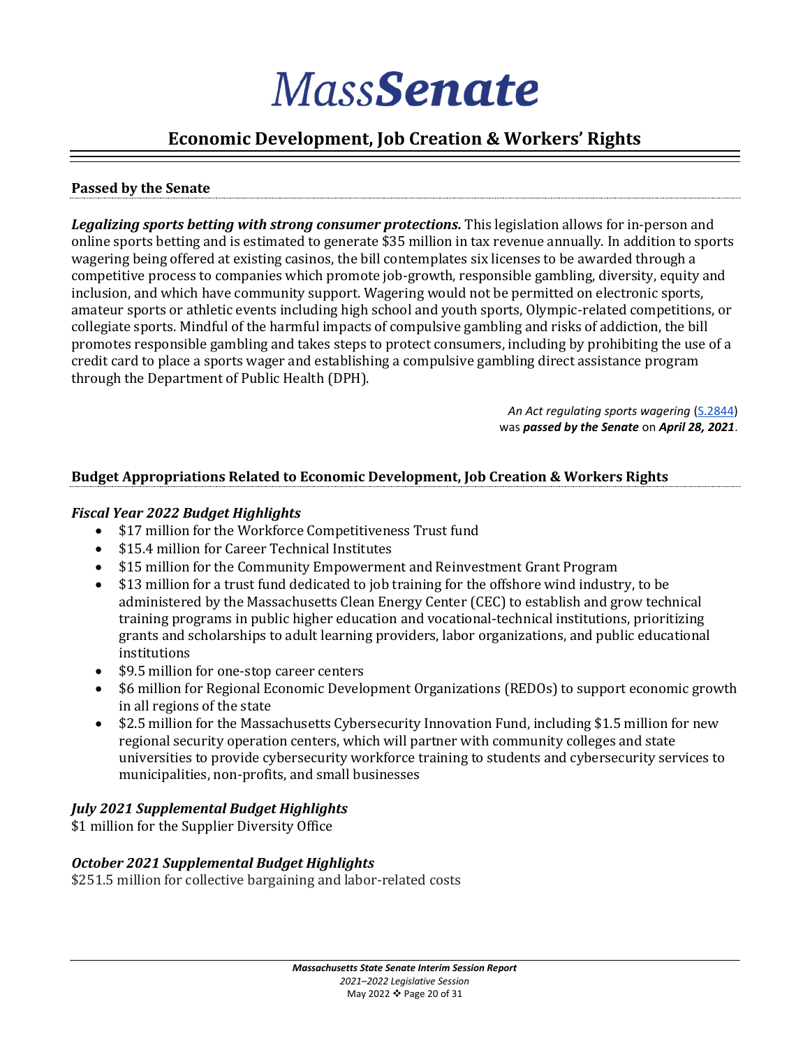# *Mass***Senate**

## Economic Development, Job Creation & Workers' Rights

### Passed by the Senate

***Legalizing sports betting with strong consumer protections.*** This legislation allows for in-person and online sports betting and is estimated to generate $35 million in tax revenue annually. In addition to sports wagering being offered at existing casinos, the bill contemplates six licenses to be awarded through a competitive process to companies which promote job-growth, responsible gambling, diversity, equity and inclusion, and which have community support. Wagering would not be permitted on electronic sports, amateur sports or athletic events including high school and youth sports, Olympic-related competitions, or collegiate sports. Mindful of the harmful impacts of compulsive gambling and risks of addiction, the bill promotes responsible gambling and takes steps to protect consumers, including by prohibiting the use of a credit card to place a sports wager and establishing a compulsive gambling direct assistance program through the Department of Public Health (DPH).

*An Act regulating sports wagering* (S.2844) was ***passed by the Senate*** on ***April 28, 2021***.

### Budget Appropriations Related to Economic Development, Job Creation & Workers Rights

#### *Fiscal Year 2022 Budget Highlights*

- $17 million for the Workforce Competitiveness Trust fund
- $15.4 million for Career Technical Institutes
- $15 million for the Community Empowerment and Reinvestment Grant Program
- $13 million for a trust fund dedicated to job training for the offshore wind industry, to be administered by the Massachusetts Clean Energy Center (CEC) to establish and grow technical training programs in public higher education and vocational-technical institutions, prioritizing grants and scholarships to adult learning providers, labor organizations, and public educational institutions
- $9.5 million for one-stop career centers
- $6 million for Regional Economic Development Organizations (REDOs) to support economic growth in all regions of the state
- $2.5 million for the Massachusetts Cybersecurity Innovation Fund, including $1.5 million for new regional security operation centers, which will partner with community colleges and state universities to provide cybersecurity workforce training to students and cybersecurity services to municipalities, non-profits, and small businesses

#### *July 2021 Supplemental Budget Highlights*

$1 million for the Supplier Diversity Office

#### *October 2021 Supplemental Budget Highlights*

$251.5 million for collective bargaining and labor-related costs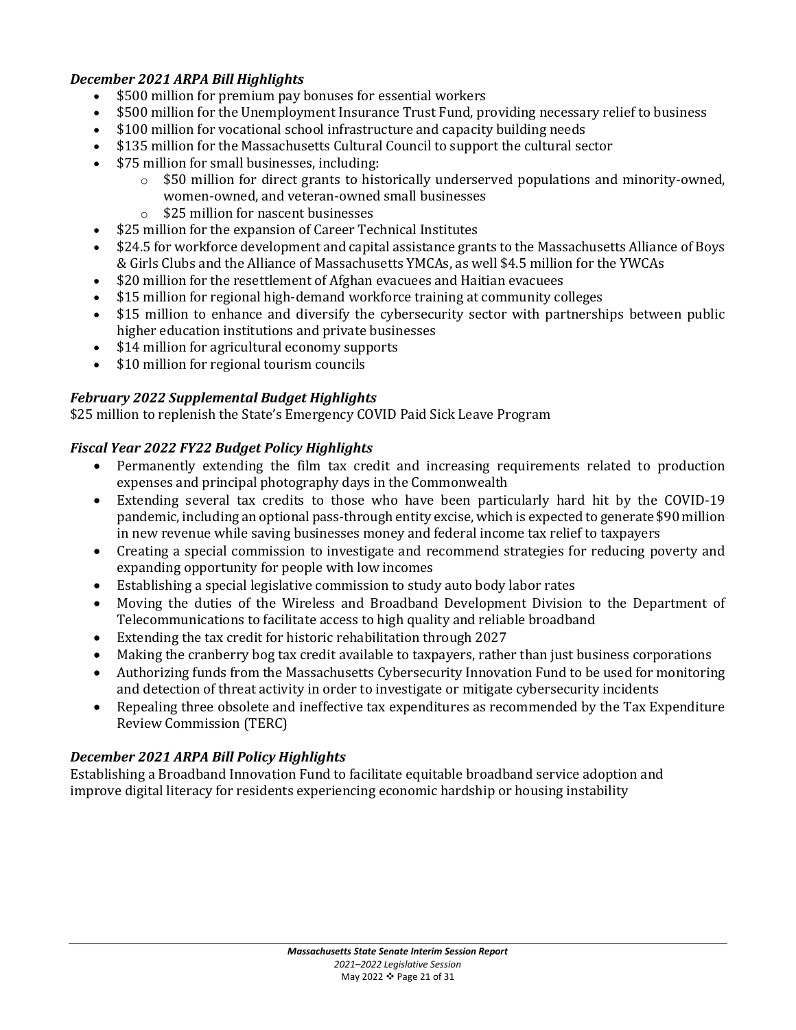***December 2021 ARPA Bill Highlights***

- $500 million for premium pay bonuses for essential workers
- $500 million for the Unemployment Insurance Trust Fund, providing necessary relief to business
- $100 million for vocational school infrastructure and capacity building needs
- $135 million for the Massachusetts Cultural Council to support the cultural sector
- $75 million for small businesses, including:
  - $50 million for direct grants to historically underserved populations and minority-owned, women-owned, and veteran-owned small businesses
  - $25 million for nascent businesses
- $25 million for the expansion of Career Technical Institutes
- $24.5 for workforce development and capital assistance grants to the Massachusetts Alliance of Boys & Girls Clubs and the Alliance of Massachusetts YMCAs, as well $4.5 million for the YWCAs
- $20 million for the resettlement of Afghan evacuees and Haitian evacuees
- $15 million for regional high-demand workforce training at community colleges
- $15 million to enhance and diversify the cybersecurity sector with partnerships between public higher education institutions and private businesses
- $14 million for agricultural economy supports
- $10 million for regional tourism councils

***February 2022 Supplemental Budget Highlights***

$25 million to replenish the State's Emergency COVID Paid Sick Leave Program

***Fiscal Year 2022 FY22 Budget Policy Highlights***

- Permanently extending the film tax credit and increasing requirements related to production expenses and principal photography days in the Commonwealth
- Extending several tax credits to those who have been particularly hard hit by the COVID-19 pandemic, including an optional pass-through entity excise, which is expected to generate $90 million in new revenue while saving businesses money and federal income tax relief to taxpayers
- Creating a special commission to investigate and recommend strategies for reducing poverty and expanding opportunity for people with low incomes
- Establishing a special legislative commission to study auto body labor rates
- Moving the duties of the Wireless and Broadband Development Division to the Department of Telecommunications to facilitate access to high quality and reliable broadband
- Extending the tax credit for historic rehabilitation through 2027
- Making the cranberry bog tax credit available to taxpayers, rather than just business corporations
- Authorizing funds from the Massachusetts Cybersecurity Innovation Fund to be used for monitoring and detection of threat activity in order to investigate or mitigate cybersecurity incidents
- Repealing three obsolete and ineffective tax expenditures as recommended by the Tax Expenditure Review Commission (TERC)

***December 2021 ARPA Bill Policy Highlights***

Establishing a Broadband Innovation Fund to facilitate equitable broadband service adoption and improve digital literacy for residents experiencing economic hardship or housing instability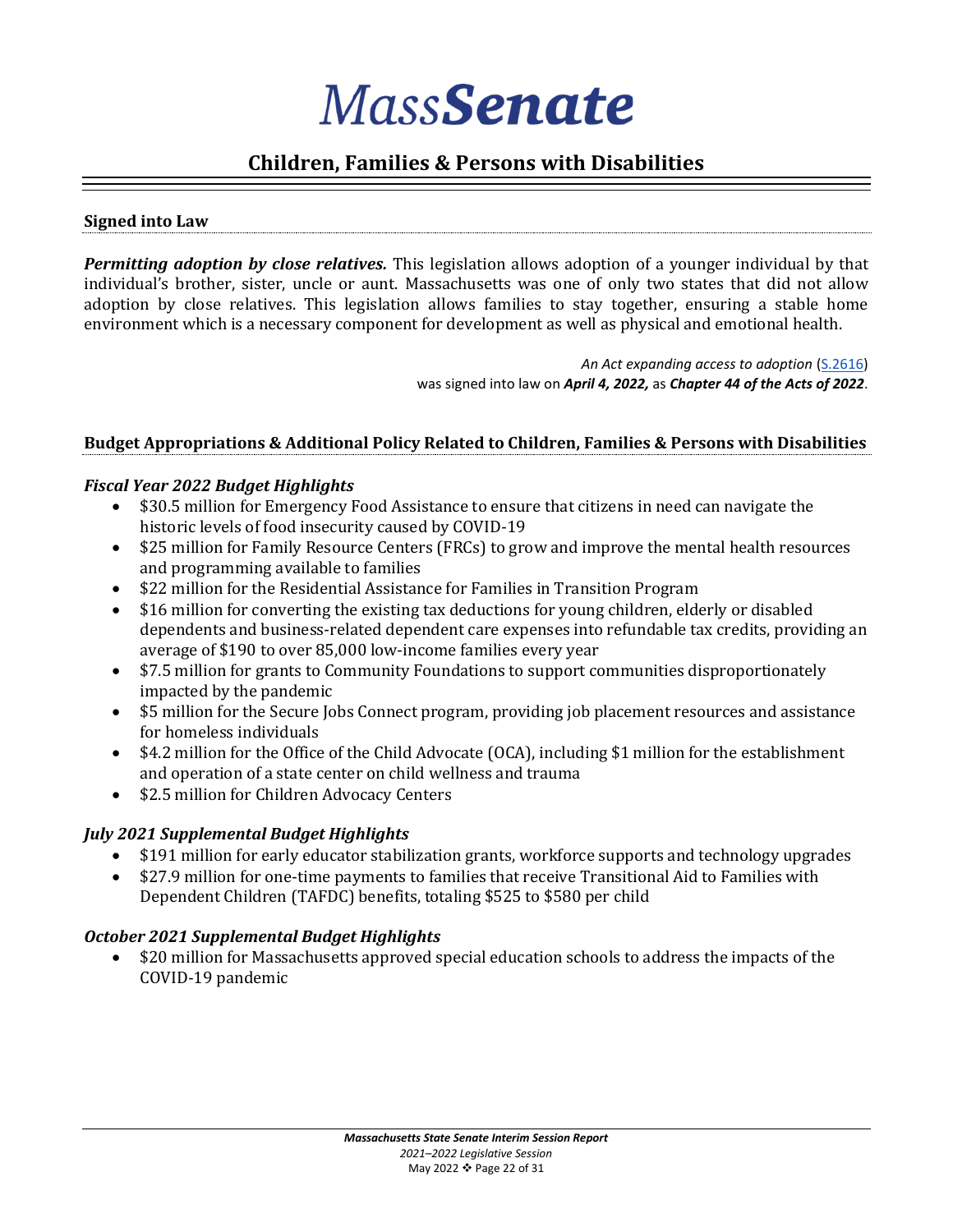# MassSenate

## Children, Families & Persons with Disabilities

### Signed into Law

***Permitting adoption by close relatives.*** This legislation allows adoption of a younger individual by that individual's brother, sister, uncle or aunt. Massachusetts was one of only two states that did not allow adoption by close relatives. This legislation allows families to stay together, ensuring a stable home environment which is a necessary component for development as well as physical and emotional health.

*An Act expanding access to adoption* (S.2616)
was signed into law on ***April 4, 2022,*** as ***Chapter 44 of the Acts of 2022***.

### Budget Appropriations & Additional Policy Related to Children, Families & Persons with Disabilities

***Fiscal Year 2022 Budget Highlights***

- $30.5 million for Emergency Food Assistance to ensure that citizens in need can navigate the historic levels of food insecurity caused by COVID-19
- $25 million for Family Resource Centers (FRCs) to grow and improve the mental health resources and programming available to families
- $22 million for the Residential Assistance for Families in Transition Program
- $16 million for converting the existing tax deductions for young children, elderly or disabled dependents and business-related dependent care expenses into refundable tax credits, providing an average of $190 to over 85,000 low-income families every year
- $7.5 million for grants to Community Foundations to support communities disproportionately impacted by the pandemic
- $5 million for the Secure Jobs Connect program, providing job placement resources and assistance for homeless individuals
- $4.2 million for the Office of the Child Advocate (OCA), including $1 million for the establishment and operation of a state center on child wellness and trauma
- $2.5 million for Children Advocacy Centers

***July 2021 Supplemental Budget Highlights***

- $191 million for early educator stabilization grants, workforce supports and technology upgrades
- $27.9 million for one-time payments to families that receive Transitional Aid to Families with Dependent Children (TAFDC) benefits, totaling $525 to $580 per child

***October 2021 Supplemental Budget Highlights***

- $20 million for Massachusetts approved special education schools to address the impacts of the COVID-19 pandemic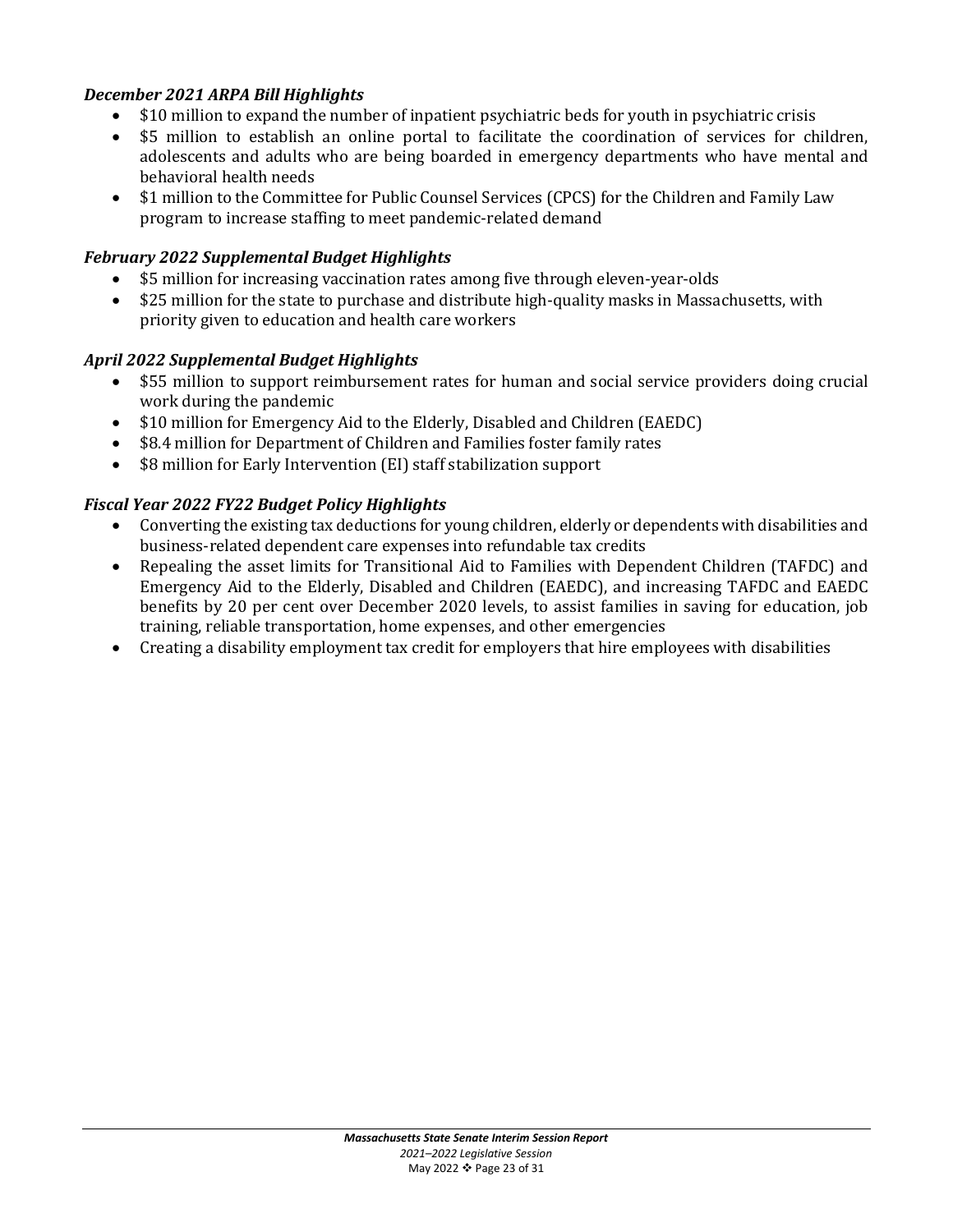***December 2021 ARPA Bill Highlights***

- $10 million to expand the number of inpatient psychiatric beds for youth in psychiatric crisis
- $5 million to establish an online portal to facilitate the coordination of services for children, adolescents and adults who are being boarded in emergency departments who have mental and behavioral health needs
- $1 million to the Committee for Public Counsel Services (CPCS) for the Children and Family Law program to increase staffing to meet pandemic-related demand

***February 2022 Supplemental Budget Highlights***

- $5 million for increasing vaccination rates among five through eleven-year-olds
- $25 million for the state to purchase and distribute high-quality masks in Massachusetts, with priority given to education and health care workers

***April 2022 Supplemental Budget Highlights***

- $55 million to support reimbursement rates for human and social service providers doing crucial work during the pandemic
- $10 million for Emergency Aid to the Elderly, Disabled and Children (EAEDC)
- $8.4 million for Department of Children and Families foster family rates
- $8 million for Early Intervention (EI) staff stabilization support

***Fiscal Year 2022 FY22 Budget Policy Highlights***

- Converting the existing tax deductions for young children, elderly or dependents with disabilities and business-related dependent care expenses into refundable tax credits
- Repealing the asset limits for Transitional Aid to Families with Dependent Children (TAFDC) and Emergency Aid to the Elderly, Disabled and Children (EAEDC), and increasing TAFDC and EAEDC benefits by 20 per cent over December 2020 levels, to assist families in saving for education, job training, reliable transportation, home expenses, and other emergencies
- Creating a disability employment tax credit for employers that hire employees with disabilities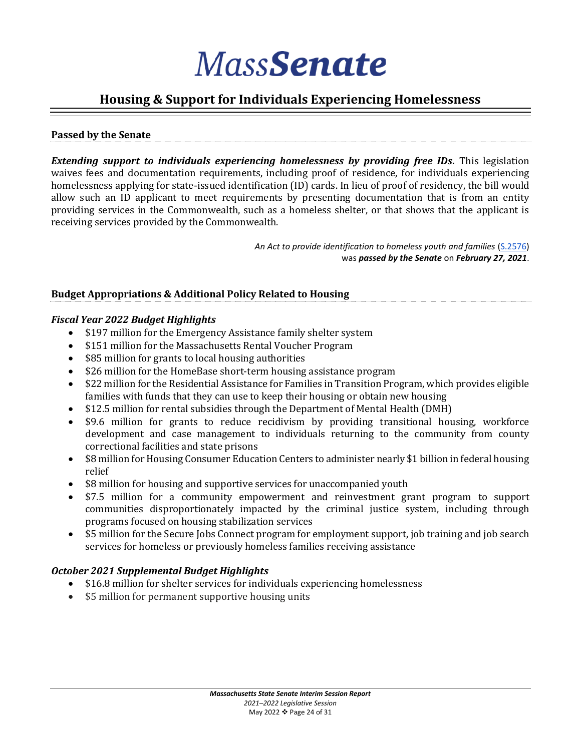# *Mass**Senate***

## Housing & Support for Individuals Experiencing Homelessness

### Passed by the Senate

***Extending support to individuals experiencing homelessness by providing free IDs.*** This legislation waives fees and documentation requirements, including proof of residence, for individuals experiencing homelessness applying for state-issued identification (ID) cards. In lieu of proof of residency, the bill would allow such an ID applicant to meet requirements by presenting documentation that is from an entity providing services in the Commonwealth, such as a homeless shelter, or that shows that the applicant is receiving services provided by the Commonwealth.

*An Act to provide identification to homeless youth and families* (S.2576) was ***passed by the Senate*** on ***February 27, 2021***.

### Budget Appropriations & Additional Policy Related to Housing

#### *Fiscal Year 2022 Budget Highlights*

- $197 million for the Emergency Assistance family shelter system
- $151 million for the Massachusetts Rental Voucher Program
- $85 million for grants to local housing authorities
- $26 million for the HomeBase short-term housing assistance program
- $22 million for the Residential Assistance for Families in Transition Program, which provides eligible families with funds that they can use to keep their housing or obtain new housing
- $12.5 million for rental subsidies through the Department of Mental Health (DMH)
- $9.6 million for grants to reduce recidivism by providing transitional housing, workforce development and case management to individuals returning to the community from county correctional facilities and state prisons
- $8 million for Housing Consumer Education Centers to administer nearly $1 billion in federal housing relief
- $8 million for housing and supportive services for unaccompanied youth
- $7.5 million for a community empowerment and reinvestment grant program to support communities disproportionately impacted by the criminal justice system, including through programs focused on housing stabilization services
- $5 million for the Secure Jobs Connect program for employment support, job training and job search services for homeless or previously homeless families receiving assistance

#### *October 2021 Supplemental Budget Highlights*

- $16.8 million for shelter services for individuals experiencing homelessness
- $5 million for permanent supportive housing units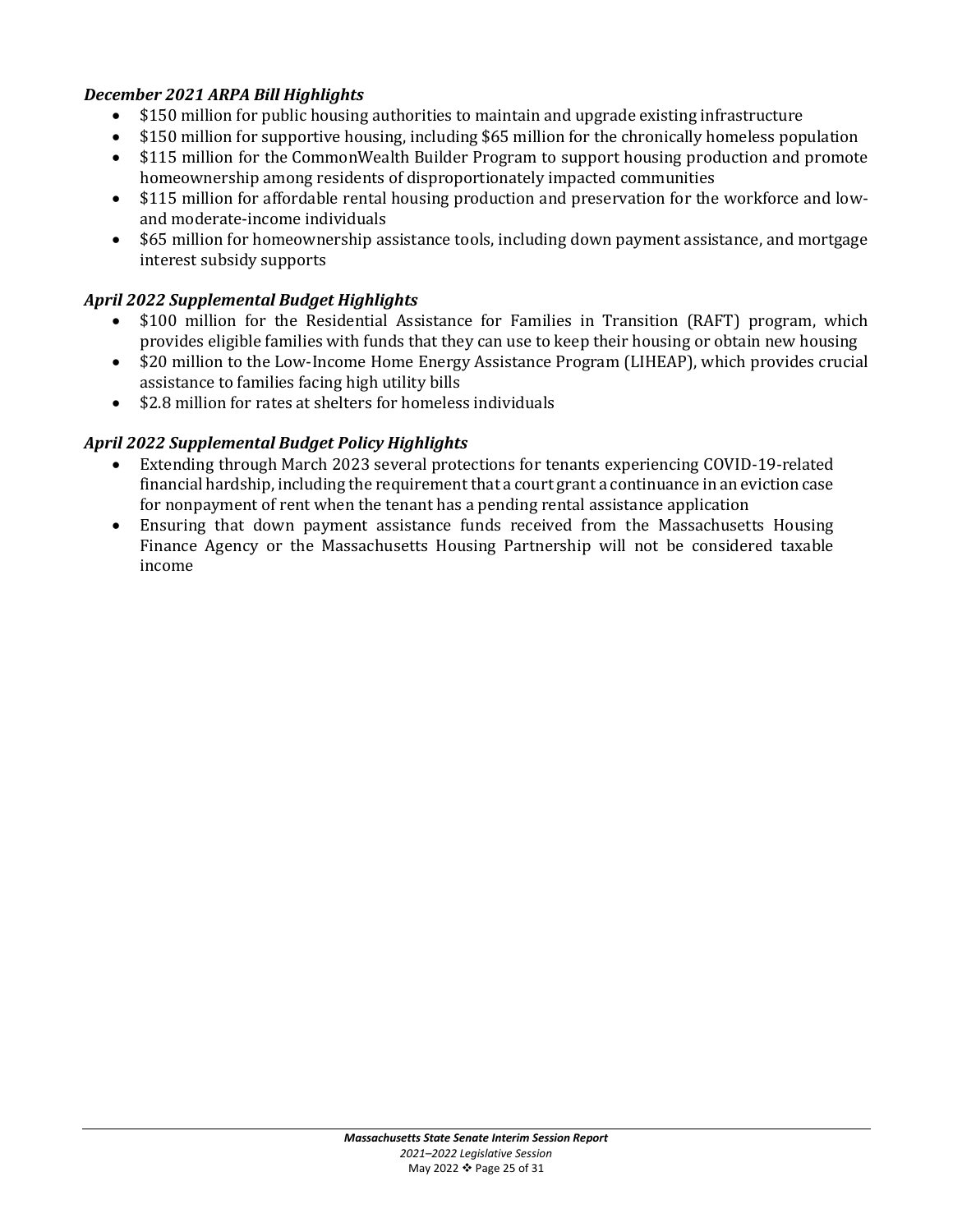***December 2021 ARPA Bill Highlights***

- $150 million for public housing authorities to maintain and upgrade existing infrastructure
- $150 million for supportive housing, including $65 million for the chronically homeless population
- $115 million for the CommonWealth Builder Program to support housing production and promote homeownership among residents of disproportionately impacted communities
- $115 million for affordable rental housing production and preservation for the workforce and low- and moderate-income individuals
- $65 million for homeownership assistance tools, including down payment assistance, and mortgage interest subsidy supports

***April 2022 Supplemental Budget Highlights***

- $100 million for the Residential Assistance for Families in Transition (RAFT) program, which provides eligible families with funds that they can use to keep their housing or obtain new housing
- $20 million to the Low-Income Home Energy Assistance Program (LIHEAP), which provides crucial assistance to families facing high utility bills
- $2.8 million for rates at shelters for homeless individuals

***April 2022 Supplemental Budget Policy Highlights***

- Extending through March 2023 several protections for tenants experiencing COVID-19-related financial hardship, including the requirement that a court grant a continuance in an eviction case for nonpayment of rent when the tenant has a pending rental assistance application
- Ensuring that down payment assistance funds received from the Massachusetts Housing Finance Agency or the Massachusetts Housing Partnership will not be considered taxable income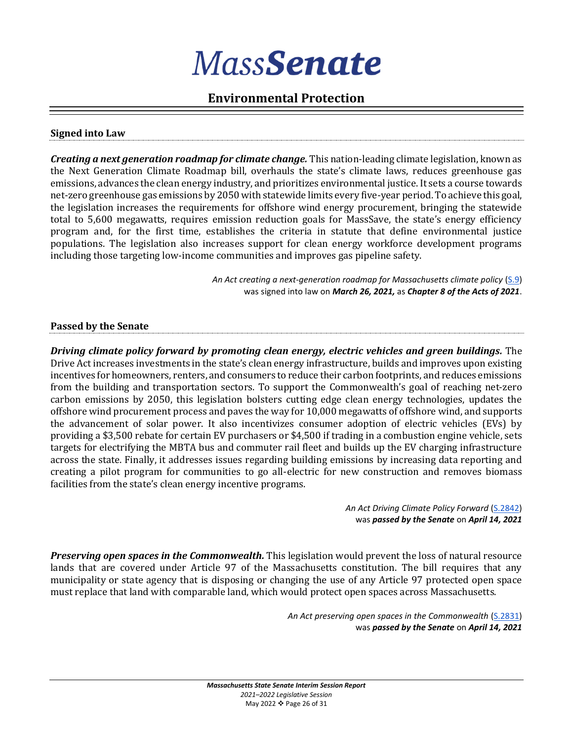# MassSenate

## Environmental Protection

### Signed into Law

***Creating a next generation roadmap for climate change.*** This nation-leading climate legislation, known as the Next Generation Climate Roadmap bill, overhauls the state's climate laws, reduces greenhouse gas emissions, advances the clean energy industry, and prioritizes environmental justice. It sets a course towards net-zero greenhouse gas emissions by 2050 with statewide limits every five-year period. To achieve this goal, the legislation increases the requirements for offshore wind energy procurement, bringing the statewide total to 5,600 megawatts, requires emission reduction goals for MassSave, the state's energy efficiency program and, for the first time, establishes the criteria in statute that define environmental justice populations. The legislation also increases support for clean energy workforce development programs including those targeting low-income communities and improves gas pipeline safety.

*An Act creating a next-generation roadmap for Massachusetts climate policy* (S.9)
was signed into law on ***March 26, 2021,*** as ***Chapter 8 of the Acts of 2021***.

### Passed by the Senate

***Driving climate policy forward by promoting clean energy, electric vehicles and green buildings.*** The Drive Act increases investments in the state's clean energy infrastructure, builds and improves upon existing incentives for homeowners, renters, and consumers to reduce their carbon footprints, and reduces emissions from the building and transportation sectors. To support the Commonwealth's goal of reaching net-zero carbon emissions by 2050, this legislation bolsters cutting edge clean energy technologies, updates the offshore wind procurement process and paves the way for 10,000 megawatts of offshore wind, and supports the advancement of solar power. It also incentivizes consumer adoption of electric vehicles (EVs) by providing a $3,500 rebate for certain EV purchasers or $4,500 if trading in a combustion engine vehicle, sets targets for electrifying the MBTA bus and commuter rail fleet and builds up the EV charging infrastructure across the state. Finally, it addresses issues regarding building emissions by increasing data reporting and creating a pilot program for communities to go all-electric for new construction and removes biomass facilities from the state's clean energy incentive programs.

*An Act Driving Climate Policy Forward* (S.2842)
was ***passed by the Senate*** on ***April 14, 2021***

***Preserving open spaces in the Commonwealth.*** This legislation would prevent the loss of natural resource lands that are covered under Article 97 of the Massachusetts constitution. The bill requires that any municipality or state agency that is disposing or changing the use of any Article 97 protected open space must replace that land with comparable land, which would protect open spaces across Massachusetts.

*An Act preserving open spaces in the Commonwealth* (S.2831)
was ***passed by the Senate*** on ***April 14, 2021***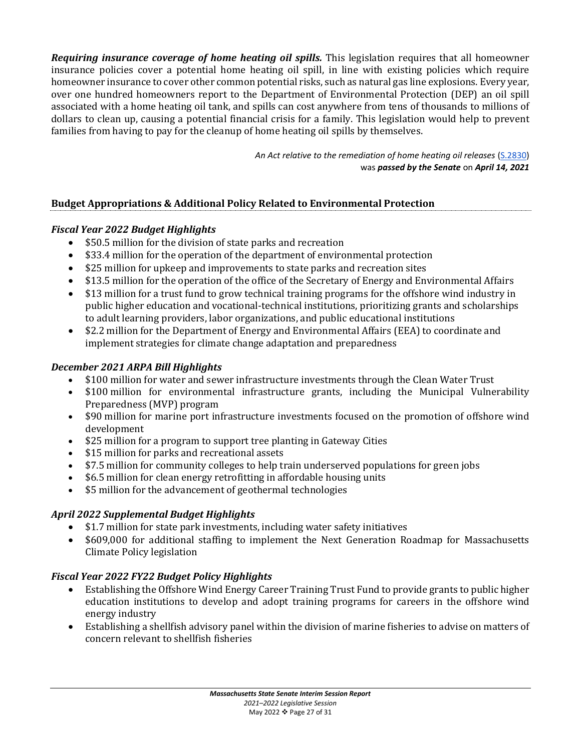***Requiring insurance coverage of home heating oil spills.*** This legislation requires that all homeowner insurance policies cover a potential home heating oil spill, in line with existing policies which require homeowner insurance to cover other common potential risks, such as natural gas line explosions. Every year, over one hundred homeowners report to the Department of Environmental Protection (DEP) an oil spill associated with a home heating oil tank, and spills can cost anywhere from tens of thousands to millions of dollars to clean up, causing a potential financial crisis for a family. This legislation would help to prevent families from having to pay for the cleanup of home heating oil spills by themselves.

*An Act relative to the remediation of home heating oil releases* (S.2830)
was ***passed by the Senate*** on ***April 14, 2021***

## Budget Appropriations & Additional Policy Related to Environmental Protection

### *Fiscal Year 2022 Budget Highlights*

- $50.5 million for the division of state parks and recreation
- $33.4 million for the operation of the department of environmental protection
- $25 million for upkeep and improvements to state parks and recreation sites
- $13.5 million for the operation of the office of the Secretary of Energy and Environmental Affairs
- $13 million for a trust fund to grow technical training programs for the offshore wind industry in public higher education and vocational-technical institutions, prioritizing grants and scholarships to adult learning providers, labor organizations, and public educational institutions
- $2.2 million for the Department of Energy and Environmental Affairs (EEA) to coordinate and implement strategies for climate change adaptation and preparedness

### *December 2021 ARPA Bill Highlights*

- $100 million for water and sewer infrastructure investments through the Clean Water Trust
- $100 million for environmental infrastructure grants, including the Municipal Vulnerability Preparedness (MVP) program
- $90 million for marine port infrastructure investments focused on the promotion of offshore wind development
- $25 million for a program to support tree planting in Gateway Cities
- $15 million for parks and recreational assets
- $7.5 million for community colleges to help train underserved populations for green jobs
- $6.5 million for clean energy retrofitting in affordable housing units
- $5 million for the advancement of geothermal technologies

### *April 2022 Supplemental Budget Highlights*

- $1.7 million for state park investments, including water safety initiatives
- $609,000 for additional staffing to implement the Next Generation Roadmap for Massachusetts Climate Policy legislation

### *Fiscal Year 2022 FY22 Budget Policy Highlights*

- Establishing the Offshore Wind Energy Career Training Trust Fund to provide grants to public higher education institutions to develop and adopt training programs for careers in the offshore wind energy industry
- Establishing a shellfish advisory panel within the division of marine fisheries to advise on matters of concern relevant to shellfish fisheries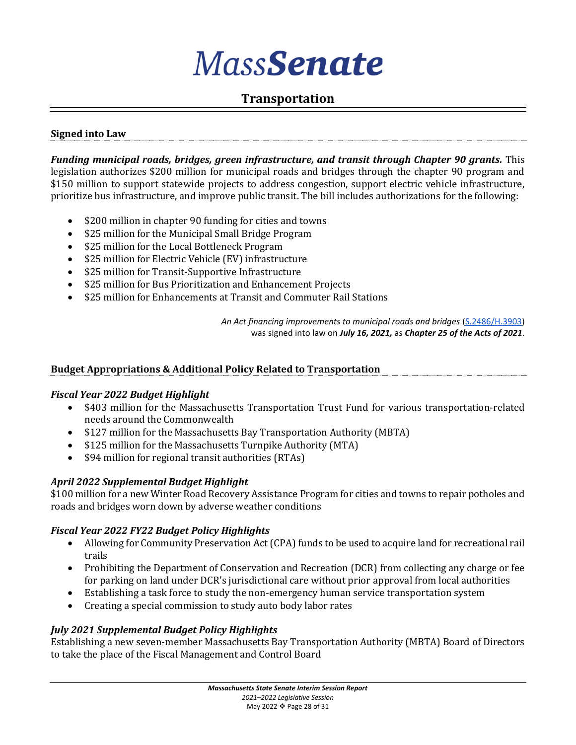# MassSenate

## Transportation

### Signed into Law

***Funding municipal roads, bridges, green infrastructure, and transit through Chapter 90 grants.*** This legislation authorizes $200 million for municipal roads and bridges through the chapter 90 program and $150 million to support statewide projects to address congestion, support electric vehicle infrastructure, prioritize bus infrastructure, and improve public transit. The bill includes authorizations for the following:

- $200 million in chapter 90 funding for cities and towns
- $25 million for the Municipal Small Bridge Program
- $25 million for the Local Bottleneck Program
- $25 million for Electric Vehicle (EV) infrastructure
- $25 million for Transit-Supportive Infrastructure
- $25 million for Bus Prioritization and Enhancement Projects
- $25 million for Enhancements at Transit and Commuter Rail Stations

*An Act financing improvements to municipal roads and bridges* (S.2486/H.3903) was signed into law on ***July 16, 2021,*** as ***Chapter 25 of the Acts of 2021***.

### Budget Appropriations & Additional Policy Related to Transportation

***Fiscal Year 2022 Budget Highlight***

- $403 million for the Massachusetts Transportation Trust Fund for various transportation-related needs around the Commonwealth
- $127 million for the Massachusetts Bay Transportation Authority (MBTA)
- $125 million for the Massachusetts Turnpike Authority (MTA)
- $94 million for regional transit authorities (RTAs)

***April 2022 Supplemental Budget Highlight***

$100 million for a new Winter Road Recovery Assistance Program for cities and towns to repair potholes and roads and bridges worn down by adverse weather conditions

***Fiscal Year 2022 FY22 Budget Policy Highlights***

- Allowing for Community Preservation Act (CPA) funds to be used to acquire land for recreational rail trails
- Prohibiting the Department of Conservation and Recreation (DCR) from collecting any charge or fee for parking on land under DCR's jurisdictional care without prior approval from local authorities
- Establishing a task force to study the non-emergency human service transportation system
- Creating a special commission to study auto body labor rates

***July 2021 Supplemental Budget Policy Highlights***

Establishing a new seven-member Massachusetts Bay Transportation Authority (MBTA) Board of Directors to take the place of the Fiscal Management and Control Board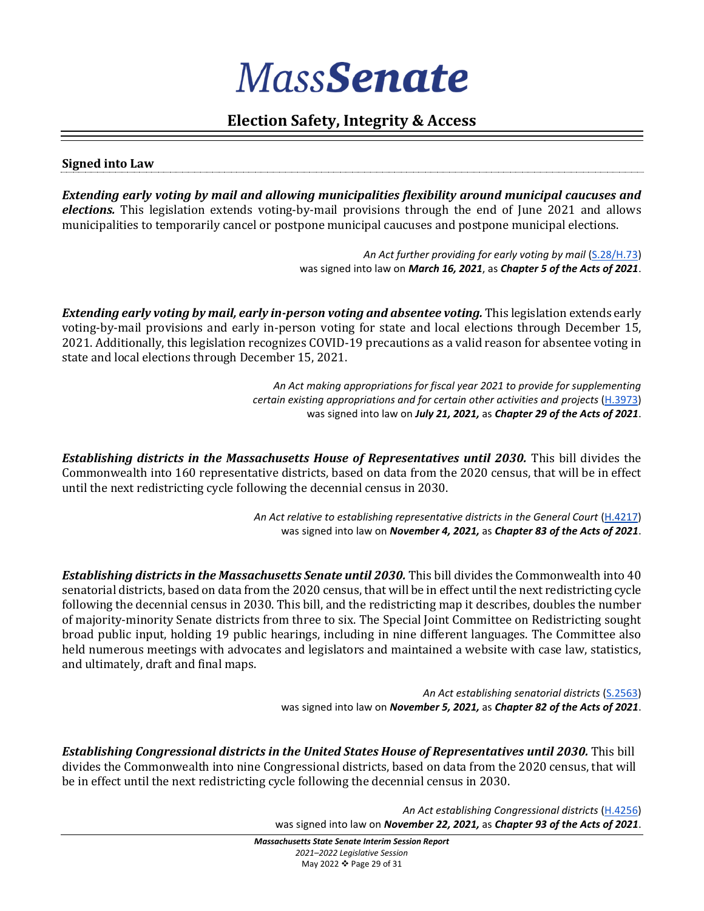# *Mass**Senate***

## Election Safety, Integrity & Access

### Signed into Law

***Extending early voting by mail and allowing municipalities flexibility around municipal caucuses and elections.*** This legislation extends voting-by-mail provisions through the end of June 2021 and allows municipalities to temporarily cancel or postpone municipal caucuses and postpone municipal elections.

*An Act further providing for early voting by mail* (S.28/H.73) was signed into law on ***March 16, 2021***, as ***Chapter 5 of the Acts of 2021***.

***Extending early voting by mail, early in-person voting and absentee voting.*** This legislation extends early voting-by-mail provisions and early in-person voting for state and local elections through December 15, 2021. Additionally, this legislation recognizes COVID-19 precautions as a valid reason for absentee voting in state and local elections through December 15, 2021.

*An Act making appropriations for fiscal year 2021 to provide for supplementing certain existing appropriations and for certain other activities and projects* (H.3973) was signed into law on ***July 21, 2021,*** as ***Chapter 29 of the Acts of 2021***.

***Establishing districts in the Massachusetts House of Representatives until 2030.*** This bill divides the Commonwealth into 160 representative districts, based on data from the 2020 census, that will be in effect until the next redistricting cycle following the decennial census in 2030.

*An Act relative to establishing representative districts in the General Court* (H.4217) was signed into law on ***November 4, 2021,*** as ***Chapter 83 of the Acts of 2021***.

***Establishing districts in the Massachusetts Senate until 2030.*** This bill divides the Commonwealth into 40 senatorial districts, based on data from the 2020 census, that will be in effect until the next redistricting cycle following the decennial census in 2030. This bill, and the redistricting map it describes, doubles the number of majority-minority Senate districts from three to six. The Special Joint Committee on Redistricting sought broad public input, holding 19 public hearings, including in nine different languages. The Committee also held numerous meetings with advocates and legislators and maintained a website with case law, statistics, and ultimately, draft and final maps.

*An Act establishing senatorial districts* (S.2563) was signed into law on ***November 5, 2021,*** as ***Chapter 82 of the Acts of 2021***.

***Establishing Congressional districts in the United States House of Representatives until 2030.*** This bill divides the Commonwealth into nine Congressional districts, based on data from the 2020 census, that will be in effect until the next redistricting cycle following the decennial census in 2030.

*An Act establishing Congressional districts* (H.4256) was signed into law on ***November 22, 2021,*** as ***Chapter 93 of the Acts of 2021***.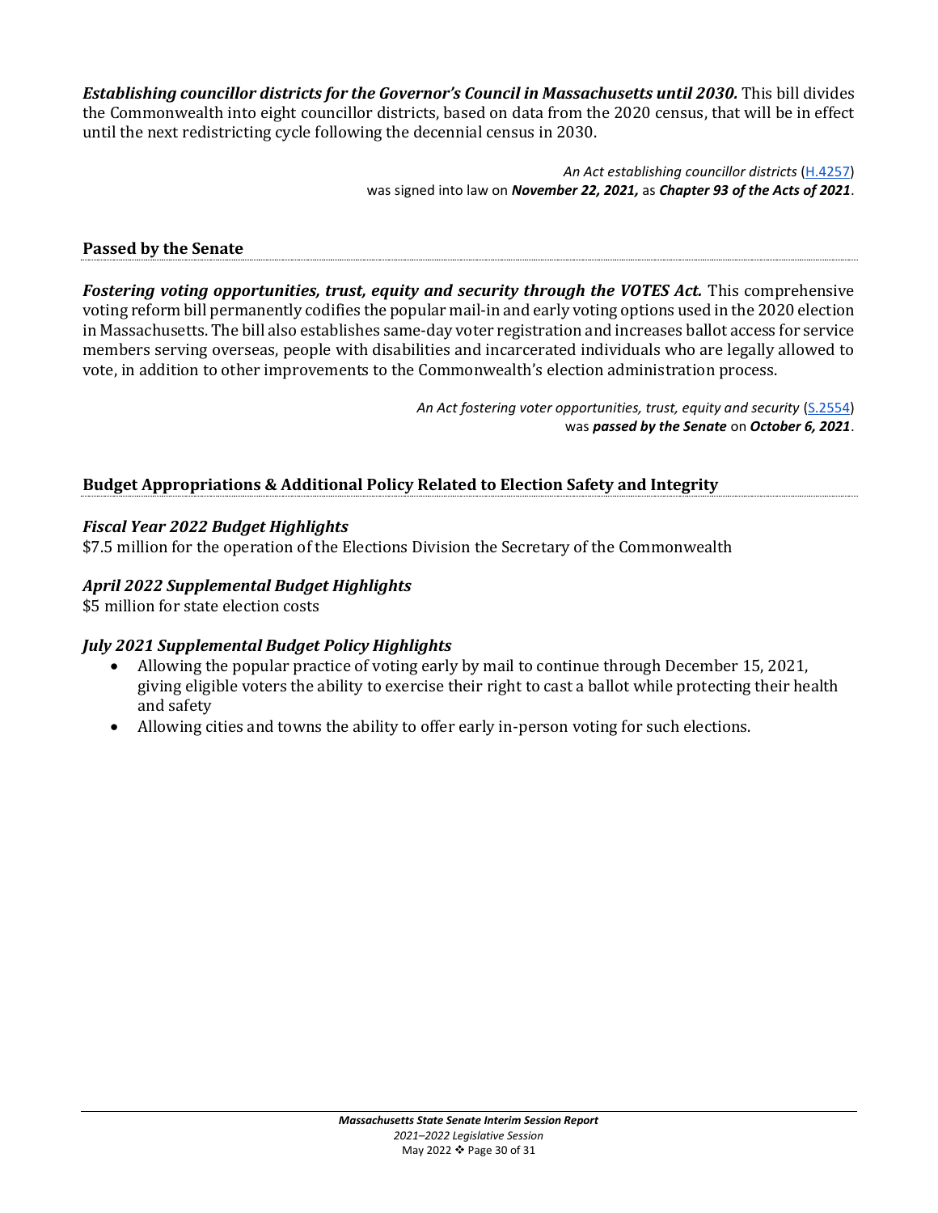***Establishing councillor districts for the Governor's Council in Massachusetts until 2030.*** This bill divides the Commonwealth into eight councillor districts, based on data from the 2020 census, that will be in effect until the next redistricting cycle following the decennial census in 2030.

*An Act establishing councillor districts* (H.4257) was signed into law on ***November 22, 2021,*** as ***Chapter 93 of the Acts of 2021***.

## Passed by the Senate

***Fostering voting opportunities, trust, equity and security through the VOTES Act.*** This comprehensive voting reform bill permanently codifies the popular mail-in and early voting options used in the 2020 election in Massachusetts. The bill also establishes same-day voter registration and increases ballot access for service members serving overseas, people with disabilities and incarcerated individuals who are legally allowed to vote, in addition to other improvements to the Commonwealth's election administration process.

*An Act fostering voter opportunities, trust, equity and security* (S.2554) was ***passed by the Senate*** on ***October 6, 2021***.

## Budget Appropriations & Additional Policy Related to Election Safety and Integrity

### *Fiscal Year 2022 Budget Highlights*

$7.5 million for the operation of the Elections Division the Secretary of the Commonwealth

### *April 2022 Supplemental Budget Highlights*

$5 million for state election costs

### *July 2021 Supplemental Budget Policy Highlights*

- Allowing the popular practice of voting early by mail to continue through December 15, 2021, giving eligible voters the ability to exercise their right to cast a ballot while protecting their health and safety
- Allowing cities and towns the ability to offer early in-person voting for such elections.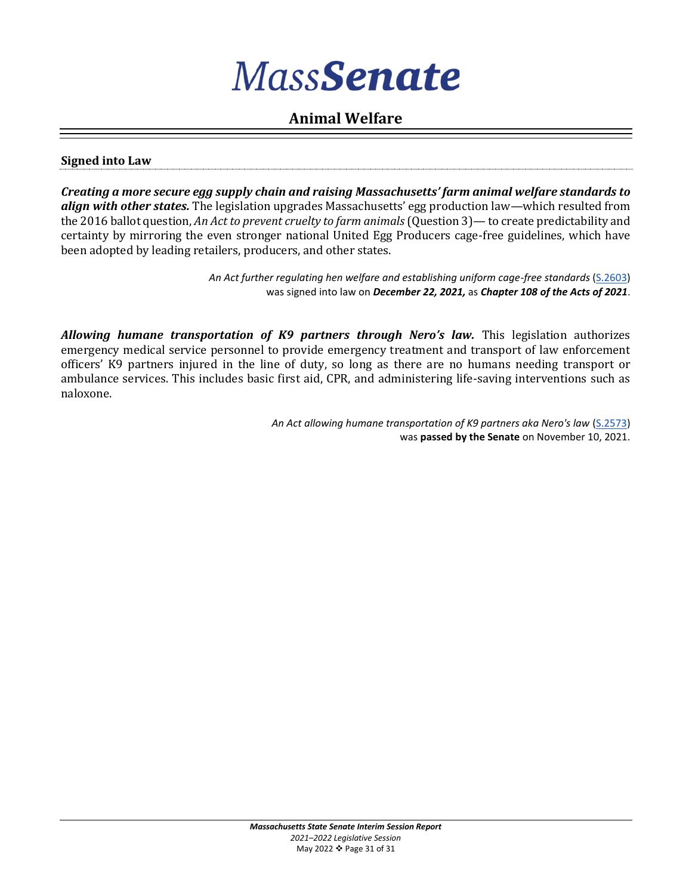# *Mass**Senate***

## Animal Welfare

### Signed into Law

***Creating a more secure egg supply chain and raising Massachusetts' farm animal welfare standards to align with other states.*** The legislation upgrades Massachusetts' egg production law—which resulted from the 2016 ballot question, *An Act to prevent cruelty to farm animals* (Question 3)— to create predictability and certainty by mirroring the even stronger national United Egg Producers cage-free guidelines, which have been adopted by leading retailers, producers, and other states.

*An Act further regulating hen welfare and establishing uniform cage-free standards* (S.2603) was signed into law on ***December 22, 2021,*** as ***Chapter 108 of the Acts of 2021***.

***Allowing humane transportation of K9 partners through Nero's law.*** This legislation authorizes emergency medical service personnel to provide emergency treatment and transport of law enforcement officers' K9 partners injured in the line of duty, so long as there are no humans needing transport or ambulance services. This includes basic first aid, CPR, and administering life-saving interventions such as naloxone.

*An Act allowing humane transportation of K9 partners aka Nero's law* (S.2573) was **passed by the Senate** on November 10, 2021.